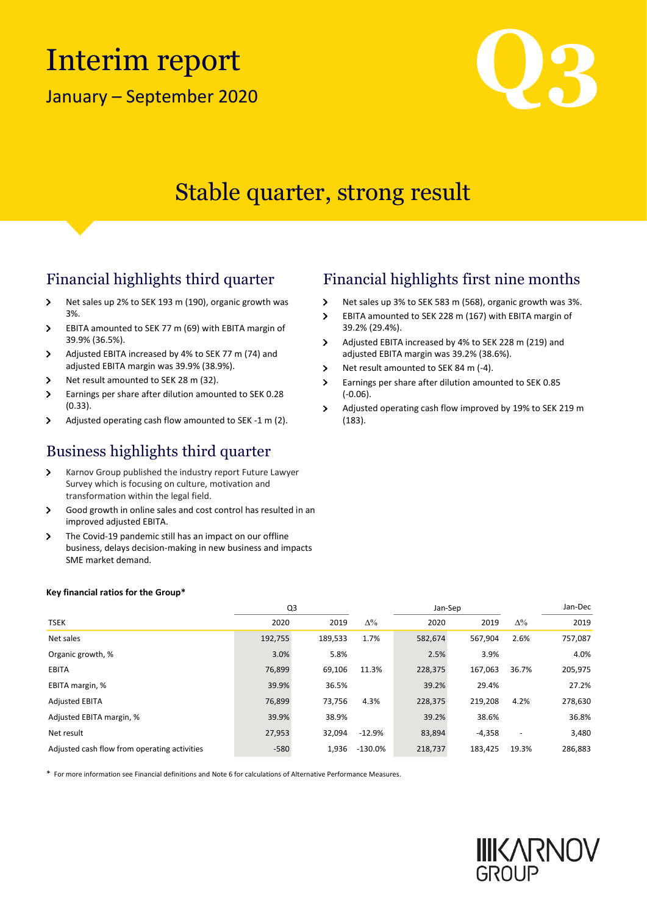# Interim report

January – September 2020

Q3

## Stable quarter, strong result

### Financial highlights third quarter

- Net sales up 2% to SEK 193 m (190), organic growth was 3%.
- EBITA amounted to SEK 77 m (69) with EBITA margin of 39.9% (36.5%).
- Adjusted EBITA increased by 4% to SEK 77 m (74) and adjusted EBITA margin was 39.9% (38.9%).
- Net result amounted to SEK 28 m (32).
- Earnings per share after dilution amounted to SEK 0.28 (0.33).
- Adjusted operating cash flow amounted to SEK -1 m (2).

### Financial highlights first nine months

- Net sales up 3% to SEK 583 m (568), organic growth was 3%.
- EBITA amounted to SEK 228 m (167) with EBITA margin of 39.2% (29.4%).
- Adjusted EBITA increased by 4% to SEK 228 m (219) and adjusted EBITA margin was 39.2% (38.6%).
- Net result amounted to SEK 84 m (-4).
- Earnings per share after dilution amounted to SEK 0.85 (-0.06).
- Adjusted operating cash flow improved by 19% to SEK 219 m (183).

### Business highlights third quarter

- Karnov Group published the industry report Future Lawyer Survey which is focusing on culture, motivation and transformation within the legal field.
- Good growth in online sales and cost control has resulted in an improved adjusted EBITA.
- The Covid-19 pandemic still has an impact on our offline business, delays decision-making in new business and impacts SME market demand.

**Key financial ratios for the Group***

| | Q3 | | | Jan-Sep | | | Jan-Dec |
|---|---|---|---|---|---|---|---|
| TSEK | 2020 | 2019 | Δ% | 2020 | 2019 | Δ% | 2019 |
| Net sales | 192,755 | 189,533 | 1.7% | 582,674 | 567,904 | 2.6% | 757,087 |
| Organic growth, % | 3.0% | 5.8% | | 2.5% | 3.9% | | 4.0% |
| EBITA | 76,899 | 69,106 | 11.3% | 228,375 | 167,063 | 36.7% | 205,975 |
| EBITA margin, % | 39.9% | 36.5% | | 39.2% | 29.4% | | 27.2% |
| Adjusted EBITA | 76,899 | 73,756 | 4.3% | 228,375 | 219,208 | 4.2% | 278,630 |
| Adjusted EBITA margin, % | 39.9% | 38.9% | | 39.2% | 38.6% | | 36.8% |
| Net result | 27,953 | 32,094 | -12.9% | 83,894 | -4,358 | - | 3,480 |
| Adjusted cash flow from operating activities | -580 | 1,936 | -130.0% | 218,737 | 183,425 | 19.3% | 286,883 |

* For more information see Financial definitions and Note 6 for calculations of Alternative Performance Measures.

KARNOV GROUP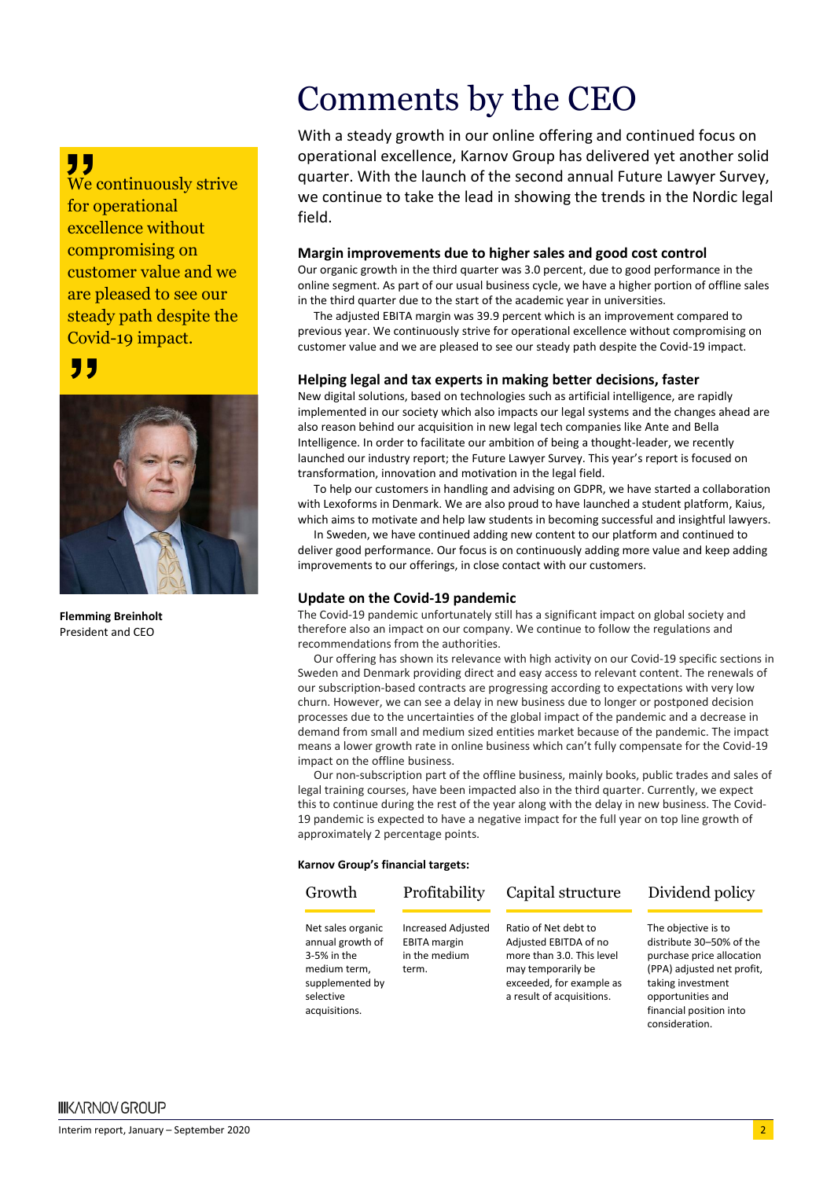# Comments by the CEO

> We continuously strive for operational excellence without compromising on customer value and we are pleased to see our steady path despite the Covid-19 impact.

**Flemming Breinholt**
President and CEO

With a steady growth in our online offering and continued focus on operational excellence, Karnov Group has delivered yet another solid quarter. With the launch of the second annual Future Lawyer Survey, we continue to take the lead in showing the trends in the Nordic legal field.

### Margin improvements due to higher sales and good cost control

Our organic growth in the third quarter was 3.0 percent, due to good performance in the online segment. As part of our usual business cycle, we have a higher portion of offline sales in the third quarter due to the start of the academic year in universities.

The adjusted EBITA margin was 39.9 percent which is an improvement compared to previous year. We continuously strive for operational excellence without compromising on customer value and we are pleased to see our steady path despite the Covid-19 impact.

### Helping legal and tax experts in making better decisions, faster

New digital solutions, based on technologies such as artificial intelligence, are rapidly implemented in our society which also impacts our legal systems and the changes ahead are also reason behind our acquisition in new legal tech companies like Ante and Bella Intelligence. In order to facilitate our ambition of being a thought-leader, we recently launched our industry report; the Future Lawyer Survey. This year's report is focused on transformation, innovation and motivation in the legal field.

To help our customers in handling and advising on GDPR, we have started a collaboration with Lexoforms in Denmark. We are also proud to have launched a student platform, Kaius, which aims to motivate and help law students in becoming successful and insightful lawyers.

In Sweden, we have continued adding new content to our platform and continued to deliver good performance. Our focus is on continuously adding more value and keep adding improvements to our offerings, in close contact with our customers.

### Update on the Covid-19 pandemic

The Covid-19 pandemic unfortunately still has a significant impact on global society and therefore also an impact on our company. We continue to follow the regulations and recommendations from the authorities.

Our offering has shown its relevance with high activity on our Covid-19 specific sections in Sweden and Denmark providing direct and easy access to relevant content. The renewals of our subscription-based contracts are progressing according to expectations with very low churn. However, we can see a delay in new business due to longer or postponed decision processes due to the uncertainties of the global impact of the pandemic and a decrease in demand from small and medium sized entities market because of the pandemic. The impact means a lower growth rate in online business which can't fully compensate for the Covid-19 impact on the offline business.

Our non-subscription part of the offline business, mainly books, public trades and sales of legal training courses, have been impacted also in the third quarter. Currently, we expect this to continue during the rest of the year along with the delay in new business. The Covid-19 pandemic is expected to have a negative impact for the full year on top line growth of approximately 2 percentage points.

**Karnov Group's financial targets:**

| Growth | Profitability | Capital structure | Dividend policy |
|---|---|---|---|
| Net sales organic annual growth of 3-5% in the medium term, supplemented by selective acquisitions. | Increased Adjusted EBITA margin in the medium term. | Ratio of Net debt to Adjusted EBITDA of no more than 3.0. This level may temporarily be exceeded, for example as a result of acquisitions. | The objective is to distribute 30–50% of the purchase price allocation (PPA) adjusted net profit, taking investment opportunities and financial position into consideration. |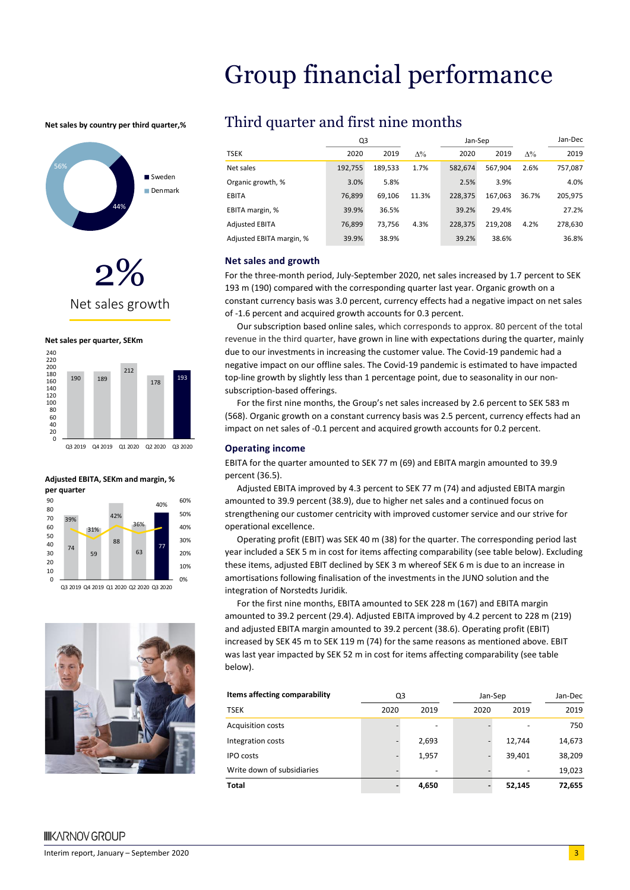# Group financial performance

**Net sales by country per third quarter,%**

- Sweden 44%
- Denmark 56%

2%

Net sales growth

**Net sales per quarter, SEKm**

| Q3 2019 | Q4 2019 | Q1 2020 | Q2 2020 | Q3 2020 |
|---|---|---|---|---|
| 190 | 189 | 212 | 178 | 193 |

**Adjusted EBITA, SEKm and margin, % per quarter**

| | Q3 2019 | Q4 2019 | Q1 2020 | Q2 2020 | Q3 2020 |
|---|---|---|---|---|---|
| Adjusted EBITA, SEKm | 74 | 59 | 88 | 63 | 77 |
| Margin, % | 39% | 31% | 42% | 36% | 40% |

## Third quarter and first nine months

| | Q3 | | | Jan-Sep | | | Jan-Dec |
|---|---|---|---|---|---|---|---|
| TSEK | 2020 | 2019 | Δ% | 2020 | 2019 | Δ% | 2019 |
| Net sales | 192,755 | 189,533 | 1.7% | 582,674 | 567,904 | 2.6% | 757,087 |
| Organic growth, % | 3.0% | 5.8% | | 2.5% | 3.9% | | 4.0% |
| EBITA | 76,899 | 69,106 | 11.3% | 228,375 | 167,063 | 36.7% | 205,975 |
| EBITA margin, % | 39.9% | 36.5% | | 39.2% | 29.4% | | 27.2% |
| Adjusted EBITA | 76,899 | 73,756 | 4.3% | 228,375 | 219,208 | 4.2% | 278,630 |
| Adjusted EBITA margin, % | 39.9% | 38.9% | | 39.2% | 38.6% | | 36.8% |

### Net sales and growth

For the three-month period, July-September 2020, net sales increased by 1.7 percent to SEK 193 m (190) compared with the corresponding quarter last year. Organic growth on a constant currency basis was 3.0 percent, currency effects had a negative impact on net sales of -1.6 percent and acquired growth accounts for 0.3 percent.

Our subscription based online sales, which corresponds to approx. 80 percent of the total revenue in the third quarter, have grown in line with expectations during the quarter, mainly due to our investments in increasing the customer value. The Covid-19 pandemic had a negative impact on our offline sales. The Covid-19 pandemic is estimated to have impacted top-line growth by slightly less than 1 percentage point, due to seasonality in our non-subscription-based offerings.

For the first nine months, the Group's net sales increased by 2.6 percent to SEK 583 m (568). Organic growth on a constant currency basis was 2.5 percent, currency effects had an impact on net sales of -0.1 percent and acquired growth accounts for 0.2 percent.

### Operating income

EBITA for the quarter amounted to SEK 77 m (69) and EBITA margin amounted to 39.9 percent (36.5).

Adjusted EBITA improved by 4.3 percent to SEK 77 m (74) and adjusted EBITA margin amounted to 39.9 percent (38.9), due to higher net sales and a continued focus on strengthening our customer centricity with improved customer service and our strive for operational excellence.

Operating profit (EBIT) was SEK 40 m (38) for the quarter. The corresponding period last year included a SEK 5 m in cost for items affecting comparability (see table below). Excluding these items, adjusted EBIT declined by SEK 3 m whereof SEK 6 m is due to an increase in amortisations following finalisation of the investments in the JUNO solution and the integration of Norstedts Juridik.

For the first nine months, EBITA amounted to SEK 228 m (167) and EBITA margin amounted to 39.2 percent (29.4). Adjusted EBITA improved by 4.2 percent to 228 m (219) and adjusted EBITA margin amounted to 39.2 percent (38.6). Operating profit (EBIT) increased by SEK 45 m to SEK 119 m (74) for the same reasons as mentioned above. EBIT was last year impacted by SEK 52 m in cost for items affecting comparability (see table below).

| **Items affecting comparability** | Q3 | | Jan-Sep | | Jan-Dec |
|---|---|---|---|---|---|
| TSEK | 2020 | 2019 | 2020 | 2019 | 2019 |
| Acquisition costs | - | - | - | - | 750 |
| Integration costs | - | 2,693 | - | 12,744 | 14,673 |
| IPO costs | - | 1,957 | - | 39,401 | 38,209 |
| Write down of subsidiaries | - | - | - | - | 19,023 |
| **Total** | **-** | **4,650** | **-** | **52,145** | **72,655** |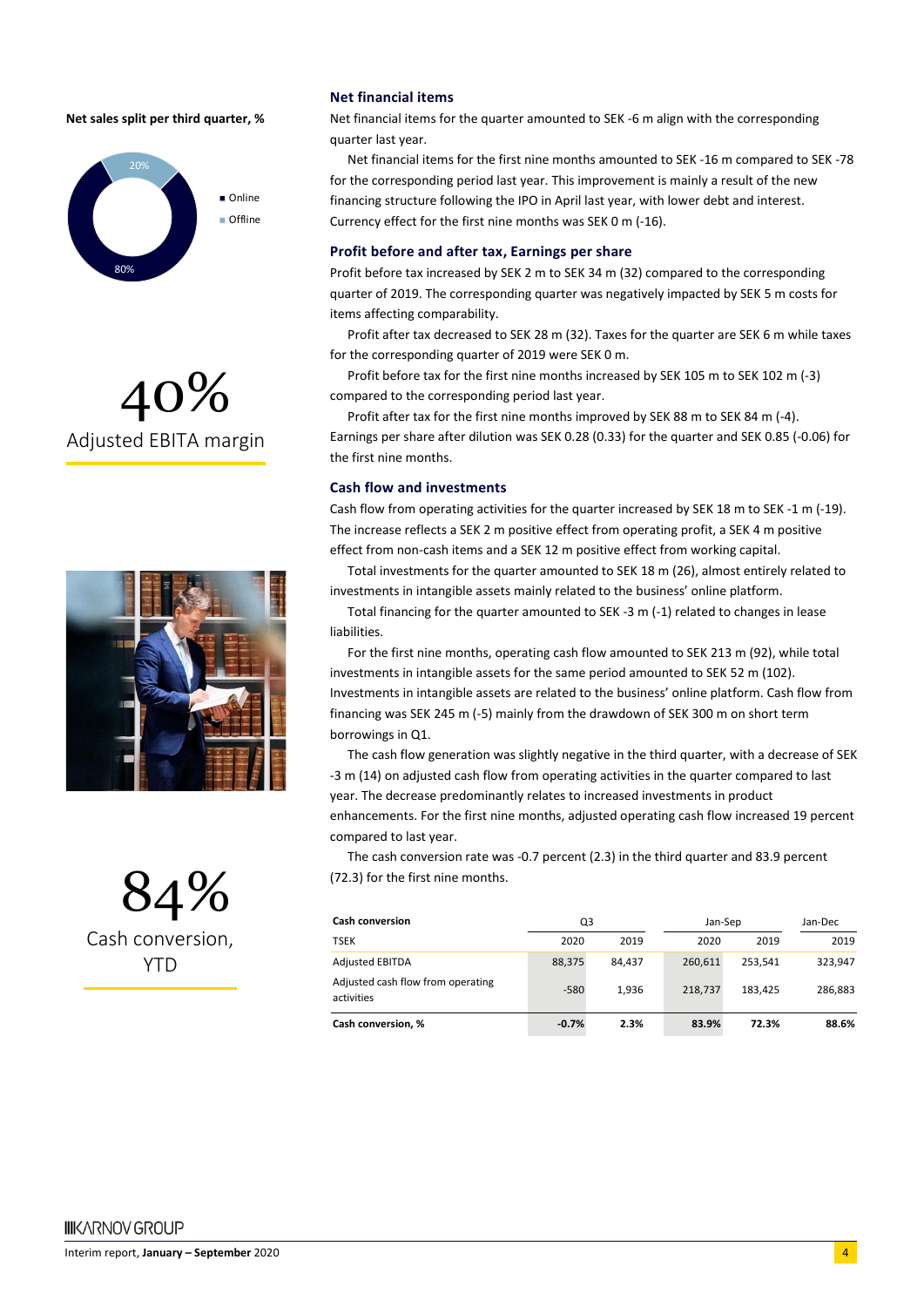**Net sales split per third quarter, %**

- Online: 80%
- Offline: 20%

# 40%
Adjusted EBITA margin

# 84%
Cash conversion, YTD

## Net financial items

Net financial items for the quarter amounted to SEK -6 m align with the corresponding quarter last year.

Net financial items for the first nine months amounted to SEK -16 m compared to SEK -78 for the corresponding period last year. This improvement is mainly a result of the new financing structure following the IPO in April last year, with lower debt and interest. Currency effect for the first nine months was SEK 0 m (-16).

## Profit before and after tax, Earnings per share

Profit before tax increased by SEK 2 m to SEK 34 m (32) compared to the corresponding quarter of 2019. The corresponding quarter was negatively impacted by SEK 5 m costs for items affecting comparability.

Profit after tax decreased to SEK 28 m (32). Taxes for the quarter are SEK 6 m while taxes for the corresponding quarter of 2019 were SEK 0 m.

Profit before tax for the first nine months increased by SEK 105 m to SEK 102 m (-3) compared to the corresponding period last year.

Profit after tax for the first nine months improved by SEK 88 m to SEK 84 m (-4). Earnings per share after dilution was SEK 0.28 (0.33) for the quarter and SEK 0.85 (-0.06) for the first nine months.

## Cash flow and investments

Cash flow from operating activities for the quarter increased by SEK 18 m to SEK -1 m (-19). The increase reflects a SEK 2 m positive effect from operating profit, a SEK 4 m positive effect from non-cash items and a SEK 12 m positive effect from working capital.

Total investments for the quarter amounted to SEK 18 m (26), almost entirely related to investments in intangible assets mainly related to the business' online platform.

Total financing for the quarter amounted to SEK -3 m (-1) related to changes in lease liabilities.

For the first nine months, operating cash flow amounted to SEK 213 m (92), while total investments in intangible assets for the same period amounted to SEK 52 m (102). Investments in intangible assets are related to the business' online platform. Cash flow from financing was SEK 245 m (-5) mainly from the drawdown of SEK 300 m on short term borrowings in Q1.

The cash flow generation was slightly negative in the third quarter, with a decrease of SEK -3 m (14) on adjusted cash flow from operating activities in the quarter compared to last year. The decrease predominantly relates to increased investments in product enhancements. For the first nine months, adjusted operating cash flow increased 19 percent compared to last year.

The cash conversion rate was -0.7 percent (2.3) in the third quarter and 83.9 percent (72.3) for the first nine months.

| **Cash conversion** | Q3 | | Jan-Sep | | Jan-Dec |
|---|---|---|---|---|---|
| TSEK | 2020 | 2019 | 2020 | 2019 | 2019 |
| Adjusted EBITDA | 88,375 | 84,437 | 260,611 | 253,541 | 323,947 |
| Adjusted cash flow from operating activities | -580 | 1,936 | 218,737 | 183,425 | 286,883 |
| **Cash conversion, %** | **-0.7%** | **2.3%** | **83.9%** | **72.3%** | **88.6%** |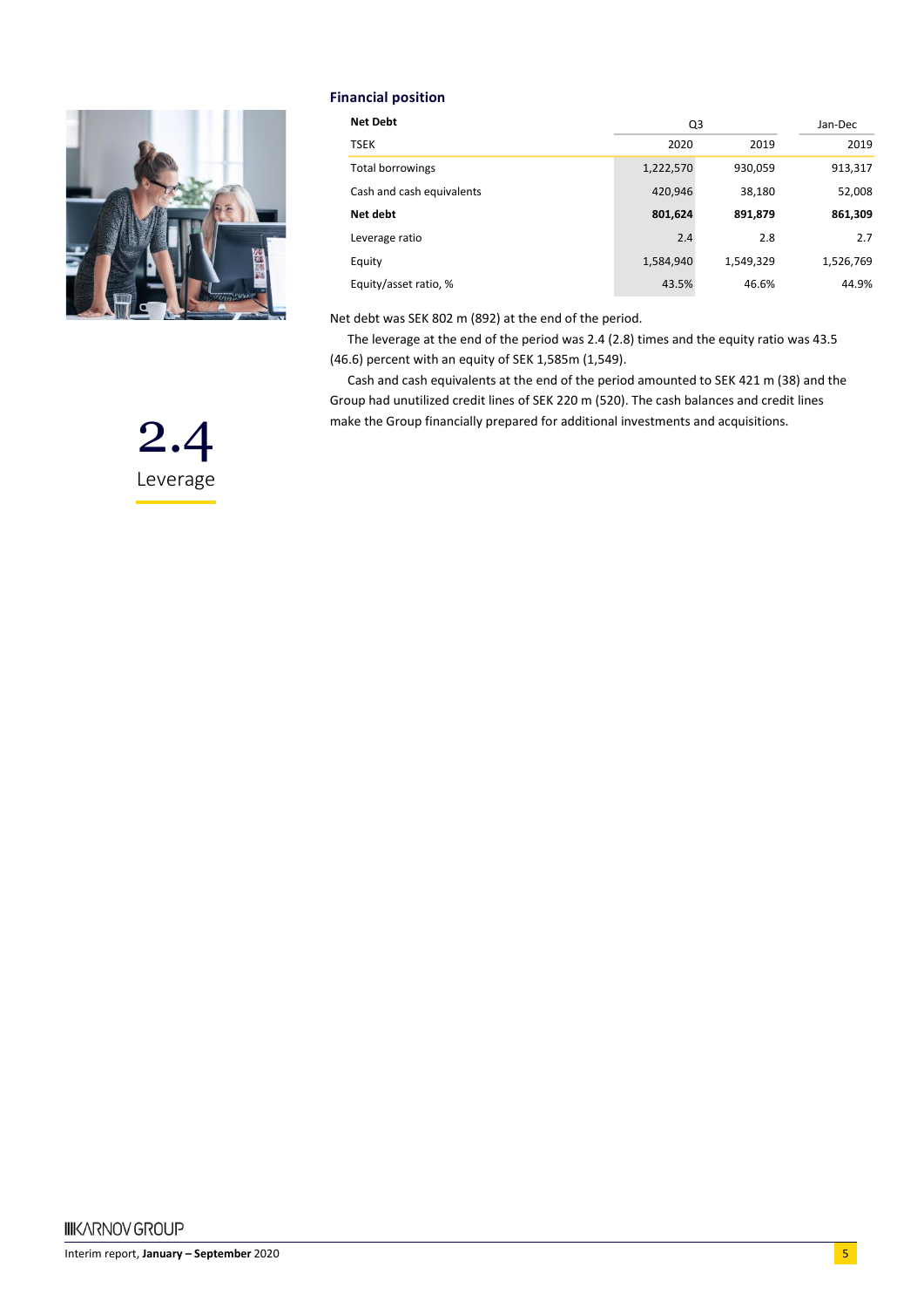### Financial position

| Net Debt | Q3 | | Jan-Dec |
|---|---|---|---|
| TSEK | 2020 | 2019 | 2019 |
| Total borrowings | 1,222,570 | 930,059 | 913,317 |
| Cash and cash equivalents | 420,946 | 38,180 | 52,008 |
| **Net debt** | **801,624** | **891,879** | **861,309** |
| Leverage ratio | 2.4 | 2.8 | 2.7 |
| Equity | 1,584,940 | 1,549,329 | 1,526,769 |
| Equity/asset ratio, % | 43.5% | 46.6% | 44.9% |

Net debt was SEK 802 m (892) at the end of the period.

The leverage at the end of the period was 2.4 (2.8) times and the equity ratio was 43.5 (46.6) percent with an equity of SEK 1,585m (1,549).

Cash and cash equivalents at the end of the period amounted to SEK 421 m (38) and the Group had unutilized credit lines of SEK 220 m (520). The cash balances and credit lines make the Group financially prepared for additional investments and acquisitions.

2.4
Leverage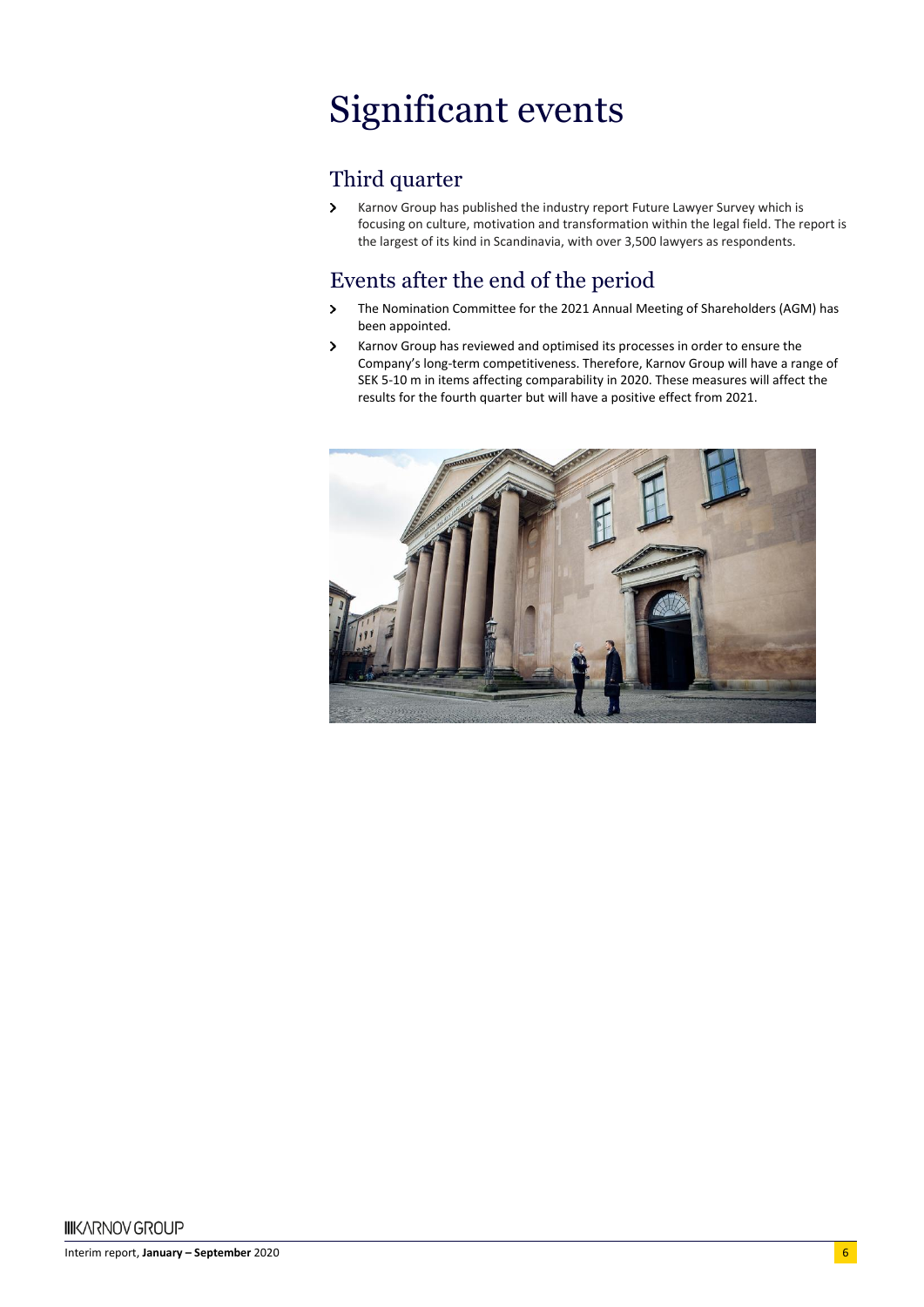# Significant events

## Third quarter

- Karnov Group has published the industry report Future Lawyer Survey which is focusing on culture, motivation and transformation within the legal field. The report is the largest of its kind in Scandinavia, with over 3,500 lawyers as respondents.

## Events after the end of the period

- The Nomination Committee for the 2021 Annual Meeting of Shareholders (AGM) has been appointed.
- Karnov Group has reviewed and optimised its processes in order to ensure the Company's long-term competitiveness. Therefore, Karnov Group will have a range of SEK 5-10 m in items affecting comparability in 2020. These measures will affect the results for the fourth quarter but will have a positive effect from 2021.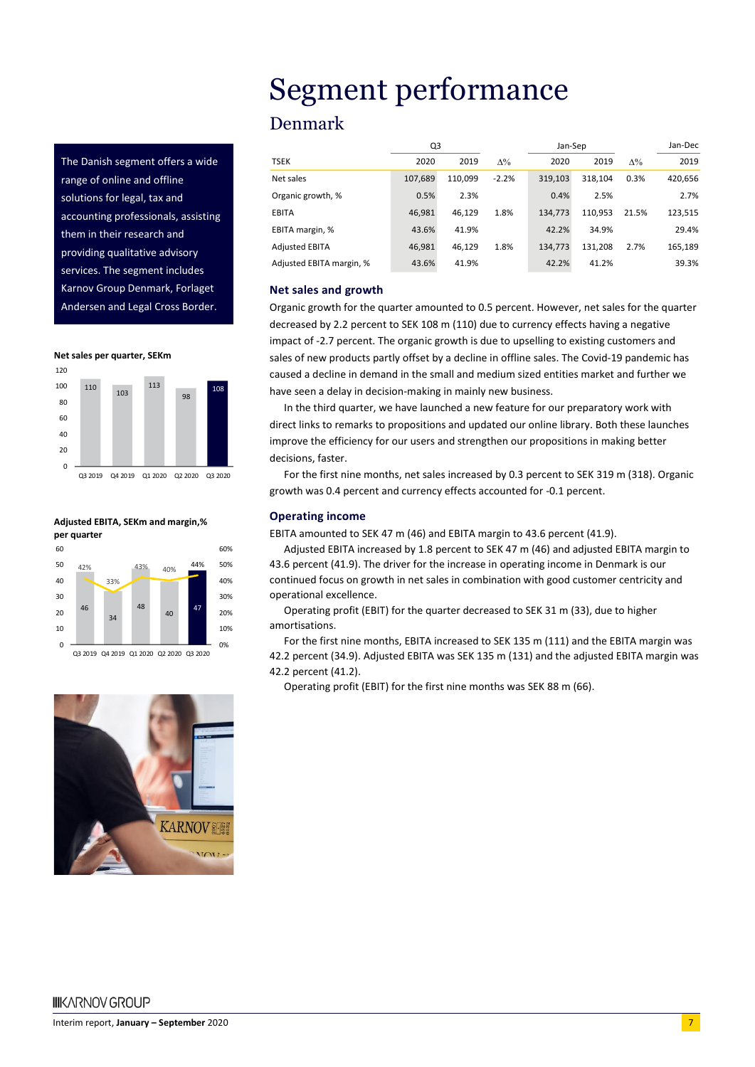# Segment performance

## Denmark

The Danish segment offers a wide range of online and offline solutions for legal, tax and accounting professionals, assisting them in their research and providing qualitative advisory services. The segment includes Karnov Group Denmark, Forlaget Andersen and Legal Cross Border.

| | Q3 | | | Jan-Sep | | | Jan-Dec |
|---|---|---|---|---|---|---|---|
| TSEK | 2020 | 2019 | Δ% | 2020 | 2019 | Δ% | 2019 |
| Net sales | 107,689 | 110,099 | -2.2% | 319,103 | 318,104 | 0.3% | 420,656 |
| Organic growth, % | 0.5% | 2.3% | | 0.4% | 2.5% | | 2.7% |
| EBITA | 46,981 | 46,129 | 1.8% | 134,773 | 110,953 | 21.5% | 123,515 |
| EBITA margin, % | 43.6% | 41.9% | | 42.2% | 34.9% | | 29.4% |
| Adjusted EBITA | 46,981 | 46,129 | 1.8% | 134,773 | 131,208 | 2.7% | 165,189 |
| Adjusted EBITA margin, % | 43.6% | 41.9% | | 42.2% | 41.2% | | 39.3% |

**Net sales per quarter, SEKm**

| Q3 2019 | Q4 2019 | Q1 2020 | Q2 2020 | Q3 2020 |
|---|---|---|---|---|
| 110 | 103 | 113 | 98 | 108 |

**Adjusted EBITA, SEKm and margin,% per quarter**

| | Q3 2019 | Q4 2019 | Q1 2020 | Q2 2020 | Q3 2020 |
|---|---|---|---|---|---|
| Adjusted EBITA | 46 | 34 | 48 | 40 | 47 |
| Margin | 42% | 33% | 43% | 40% | 44% |

### Net sales and growth

Organic growth for the quarter amounted to 0.5 percent. However, net sales for the quarter decreased by 2.2 percent to SEK 108 m (110) due to currency effects having a negative impact of -2.7 percent. The organic growth is due to upselling to existing customers and sales of new products partly offset by a decline in offline sales. The Covid-19 pandemic has caused a decline in demand in the small and medium sized entities market and further we have seen a delay in decision-making in mainly new business.

In the third quarter, we have launched a new feature for our preparatory work with direct links to remarks to propositions and updated our online library. Both these launches improve the efficiency for our users and strengthen our propositions in making better decisions, faster.

For the first nine months, net sales increased by 0.3 percent to SEK 319 m (318). Organic growth was 0.4 percent and currency effects accounted for -0.1 percent.

### Operating income

EBITA amounted to SEK 47 m (46) and EBITA margin to 43.6 percent (41.9).

Adjusted EBITA increased by 1.8 percent to SEK 47 m (46) and adjusted EBITA margin to 43.6 percent (41.9). The driver for the increase in operating income in Denmark is our continued focus on growth in net sales in combination with good customer centricity and operational excellence.

Operating profit (EBIT) for the quarter decreased to SEK 31 m (33), due to higher amortisations.

For the first nine months, EBITA increased to SEK 135 m (111) and the EBITA margin was 42.2 percent (34.9). Adjusted EBITA was SEK 135 m (131) and the adjusted EBITA margin was 42.2 percent (41.2).

Operating profit (EBIT) for the first nine months was SEK 88 m (66).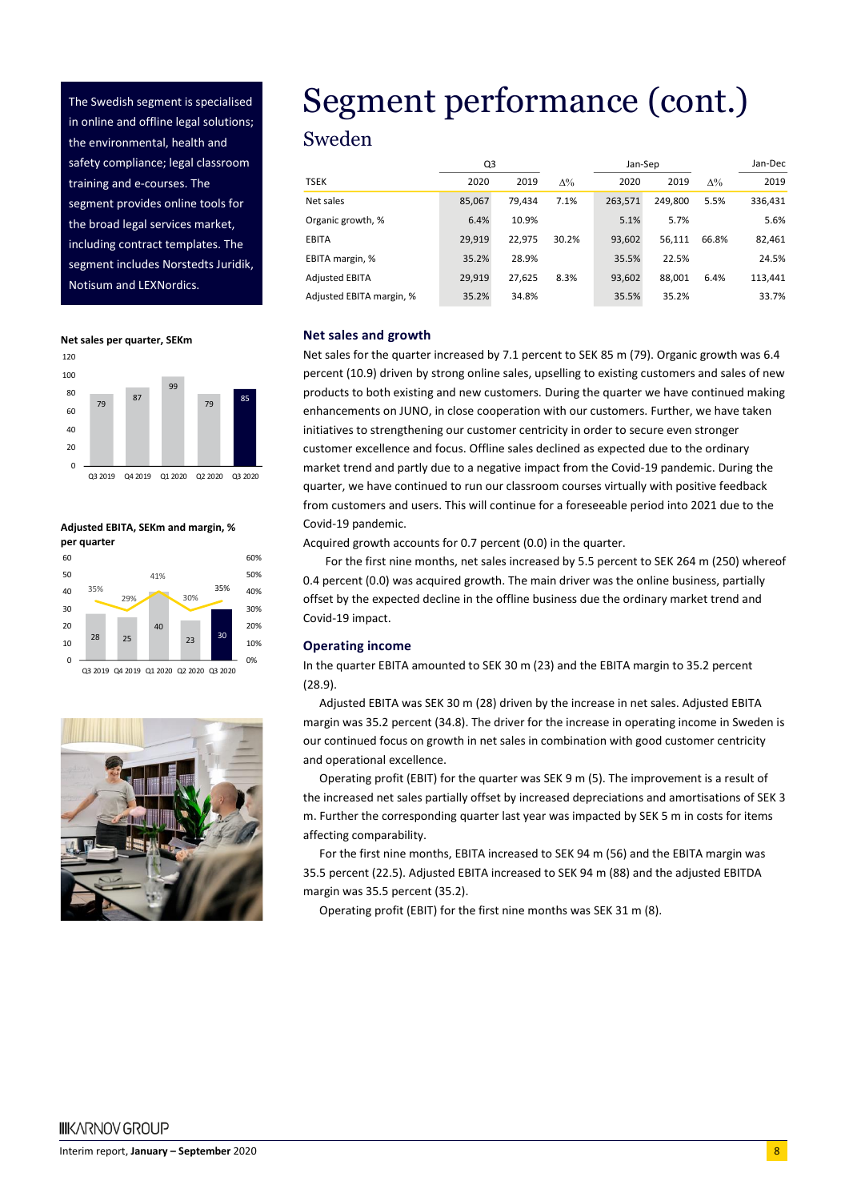# Segment performance (cont.)

## Sweden

The Swedish segment is specialised in online and offline legal solutions; the environmental, health and safety compliance; legal classroom training and e-courses. The segment provides online tools for the broad legal services market, including contract templates. The segment includes Norstedts Juridik, Notisum and LEXNordics.

| | Q3 | | | Jan-Sep | | | Jan-Dec |
|---|---|---|---|---|---|---|---|
| TSEK | 2020 | 2019 | Δ% | 2020 | 2019 | Δ% | 2019 |
| Net sales | 85,067 | 79,434 | 7.1% | 263,571 | 249,800 | 5.5% | 336,431 |
| Organic growth, % | 6.4% | 10.9% | | 5.1% | 5.7% | | 5.6% |
| EBITA | 29,919 | 22,975 | 30.2% | 93,602 | 56,111 | 66.8% | 82,461 |
| EBITA margin, % | 35.2% | 28.9% | | 35.5% | 22.5% | | 24.5% |
| Adjusted EBITA | 29,919 | 27,625 | 8.3% | 93,602 | 88,001 | 6.4% | 113,441 |
| Adjusted EBITA margin, % | 35.2% | 34.8% | | 35.5% | 35.2% | | 33.7% |

**Net sales per quarter, SEKm**

| Q3 2019 | Q4 2019 | Q1 2020 | Q2 2020 | Q3 2020 |
|---|---|---|---|---|
| 79 | 87 | 99 | 79 | 85 |

**Adjusted EBITA, SEKm and margin, % per quarter**

| | Q3 2019 | Q4 2019 | Q1 2020 | Q2 2020 | Q3 2020 |
|---|---|---|---|---|---|
| Adjusted EBITA, SEKm | 28 | 25 | 40 | 23 | 30 |
| Margin, % | 35% | 29% | 41% | 30% | 35% |

### Net sales and growth

Net sales for the quarter increased by 7.1 percent to SEK 85 m (79). Organic growth was 6.4 percent (10.9) driven by strong online sales, upselling to existing customers and sales of new products to both existing and new customers. During the quarter we have continued making enhancements on JUNO, in close cooperation with our customers. Further, we have taken initiatives to strengthening our customer centricity in order to secure even stronger customer excellence and focus. Offline sales declined as expected due to the ordinary market trend and partly due to a negative impact from the Covid-19 pandemic. During the quarter, we have continued to run our classroom courses virtually with positive feedback from customers and users. This will continue for a foreseeable period into 2021 due to the Covid-19 pandemic.

Acquired growth accounts for 0.7 percent (0.0) in the quarter.

For the first nine months, net sales increased by 5.5 percent to SEK 264 m (250) whereof 0.4 percent (0.0) was acquired growth. The main driver was the online business, partially offset by the expected decline in the offline business due the ordinary market trend and Covid-19 impact.

### Operating income

In the quarter EBITA amounted to SEK 30 m (23) and the EBITA margin to 35.2 percent (28.9).

Adjusted EBITA was SEK 30 m (28) driven by the increase in net sales. Adjusted EBITA margin was 35.2 percent (34.8). The driver for the increase in operating income in Sweden is our continued focus on growth in net sales in combination with good customer centricity and operational excellence.

Operating profit (EBIT) for the quarter was SEK 9 m (5). The improvement is a result of the increased net sales partially offset by increased depreciations and amortisations of SEK 3 m. Further the corresponding quarter last year was impacted by SEK 5 m in costs for items affecting comparability.

For the first nine months, EBITA increased to SEK 94 m (56) and the EBITA margin was 35.5 percent (22.5). Adjusted EBITA increased to SEK 94 m (88) and the adjusted EBITDA margin was 35.5 percent (35.2).

Operating profit (EBIT) for the first nine months was SEK 31 m (8).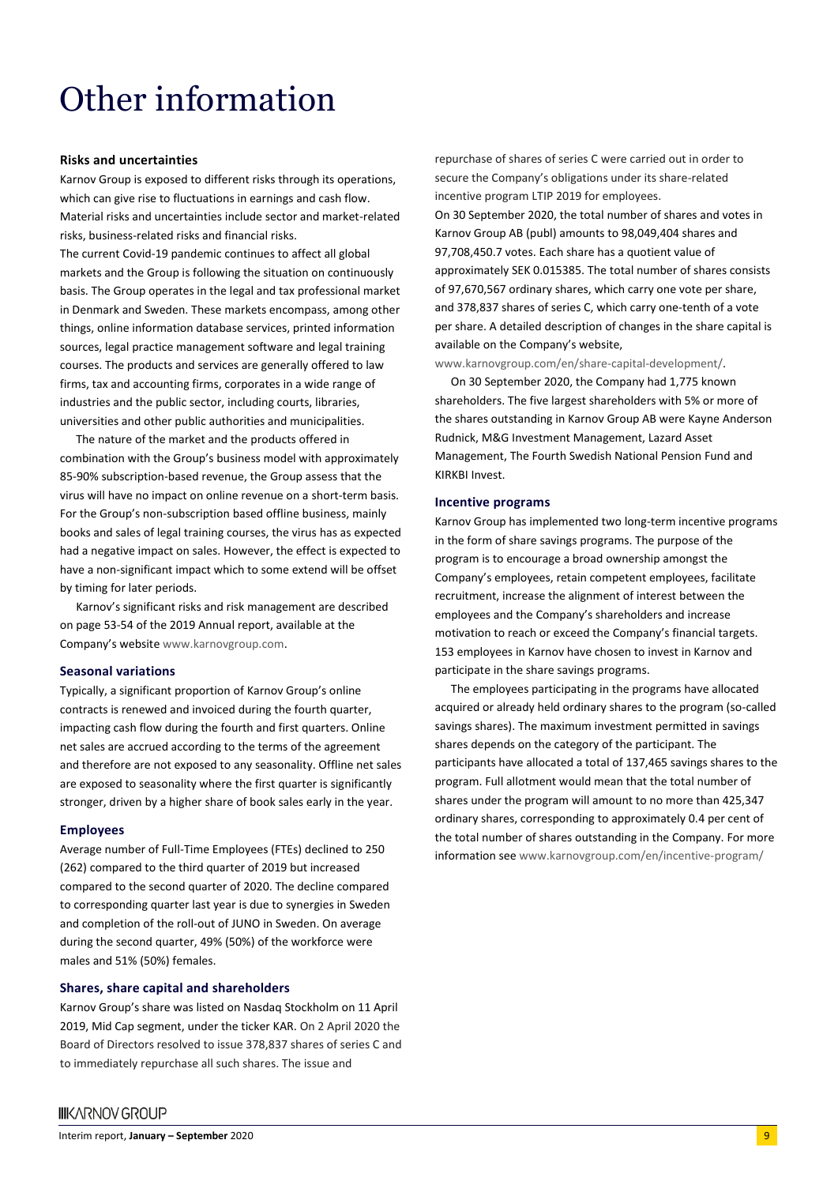# Other information

### Risks and uncertainties

Karnov Group is exposed to different risks through its operations, which can give rise to fluctuations in earnings and cash flow. Material risks and uncertainties include sector and market-related risks, business-related risks and financial risks.

The current Covid-19 pandemic continues to affect all global markets and the Group is following the situation on continuously basis. The Group operates in the legal and tax professional market in Denmark and Sweden. These markets encompass, among other things, online information database services, printed information sources, legal practice management software and legal training courses. The products and services are generally offered to law firms, tax and accounting firms, corporates in a wide range of industries and the public sector, including courts, libraries, universities and other public authorities and municipalities.

The nature of the market and the products offered in combination with the Group's business model with approximately 85-90% subscription-based revenue, the Group assess that the virus will have no impact on online revenue on a short-term basis. For the Group's non-subscription based offline business, mainly books and sales of legal training courses, the virus has as expected had a negative impact on sales. However, the effect is expected to have a non-significant impact which to some extend will be offset by timing for later periods.

Karnov's significant risks and risk management are described on page 53-54 of the 2019 Annual report, available at the Company's website www.karnovgroup.com.

### Seasonal variations

Typically, a significant proportion of Karnov Group's online contracts is renewed and invoiced during the fourth quarter, impacting cash flow during the fourth and first quarters. Online net sales are accrued according to the terms of the agreement and therefore are not exposed to any seasonality. Offline net sales are exposed to seasonality where the first quarter is significantly stronger, driven by a higher share of book sales early in the year.

### Employees

Average number of Full-Time Employees (FTEs) declined to 250 (262) compared to the third quarter of 2019 but increased compared to the second quarter of 2020. The decline compared to corresponding quarter last year is due to synergies in Sweden and completion of the roll-out of JUNO in Sweden. On average during the second quarter, 49% (50%) of the workforce were males and 51% (50%) females.

### Shares, share capital and shareholders

Karnov Group's share was listed on Nasdaq Stockholm on 11 April 2019, Mid Cap segment, under the ticker KAR. On 2 April 2020 the Board of Directors resolved to issue 378,837 shares of series C and to immediately repurchase all such shares. The issue and repurchase of shares of series C were carried out in order to secure the Company's obligations under its share-related incentive program LTIP 2019 for employees.

On 30 September 2020, the total number of shares and votes in Karnov Group AB (publ) amounts to 98,049,404 shares and 97,708,450.7 votes. Each share has a quotient value of approximately SEK 0.015385. The total number of shares consists of 97,670,567 ordinary shares, which carry one vote per share, and 378,837 shares of series C, which carry one-tenth of a vote per share. A detailed description of changes in the share capital is available on the Company's website, www.karnovgroup.com/en/share-capital-development/.

On 30 September 2020, the Company had 1,775 known shareholders. The five largest shareholders with 5% or more of the shares outstanding in Karnov Group AB were Kayne Anderson Rudnick, M&G Investment Management, Lazard Asset Management, The Fourth Swedish National Pension Fund and KIRKBI Invest.

### Incentive programs

Karnov Group has implemented two long-term incentive programs in the form of share savings programs. The purpose of the program is to encourage a broad ownership amongst the Company's employees, retain competent employees, facilitate recruitment, increase the alignment of interest between the employees and the Company's shareholders and increase motivation to reach or exceed the Company's financial targets. 153 employees in Karnov have chosen to invest in Karnov and participate in the share savings programs.

The employees participating in the programs have allocated acquired or already held ordinary shares to the program (so-called savings shares). The maximum investment permitted in savings shares depends on the category of the participant. The participants have allocated a total of 137,465 savings shares to the program. Full allotment would mean that the total number of shares under the program will amount to no more than 425,347 ordinary shares, corresponding to approximately 0.4 per cent of the total number of shares outstanding in the Company. For more information see www.karnovgroup.com/en/incentive-program/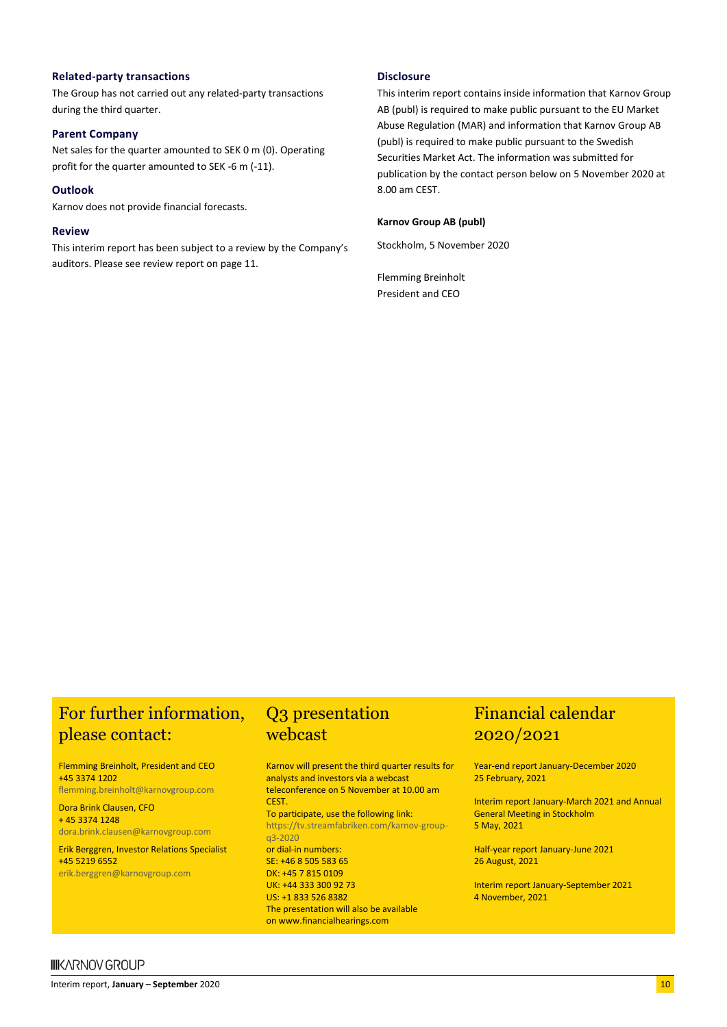### Related-party transactions

The Group has not carried out any related-party transactions during the third quarter.

### Parent Company

Net sales for the quarter amounted to SEK 0 m (0). Operating profit for the quarter amounted to SEK -6 m (-11).

### Outlook

Karnov does not provide financial forecasts.

### Review

This interim report has been subject to a review by the Company's auditors. Please see review report on page 11.

### Disclosure

This interim report contains inside information that Karnov Group AB (publ) is required to make public pursuant to the EU Market Abuse Regulation (MAR) and information that Karnov Group AB (publ) is required to make public pursuant to the Swedish Securities Market Act. The information was submitted for publication by the contact person below on 5 November 2020 at 8.00 am CEST.

**Karnov Group AB (publ)**

Stockholm, 5 November 2020

Flemming Breinholt
President and CEO

## For further information, please contact:

Flemming Breinholt, President and CEO
+45 3374 1202
flemming.breinholt@karnovgroup.com

Dora Brink Clausen, CFO
+ 45 3374 1248
dora.brink.clausen@karnovgroup.com

Erik Berggren, Investor Relations Specialist
+45 5219 6552
erik.berggren@karnovgroup.com

## Q3 presentation webcast

Karnov will present the third quarter results for analysts and investors via a webcast teleconference on 5 November at 10.00 am CEST.
To participate, use the following link:
https://tv.streamfabriken.com/karnov-group-q3-2020
or dial-in numbers:
SE: +46 8 505 583 65
DK: +45 7 815 0109
UK: +44 333 300 92 73
US: +1 833 526 8382
The presentation will also be available on www.financialhearings.com

## Financial calendar 2020/2021

Year-end report January-December 2020
25 February, 2021

Interim report January-March 2021 and Annual General Meeting in Stockholm
5 May, 2021

Half-year report January-June 2021
26 August, 2021

Interim report January-September 2021
4 November, 2021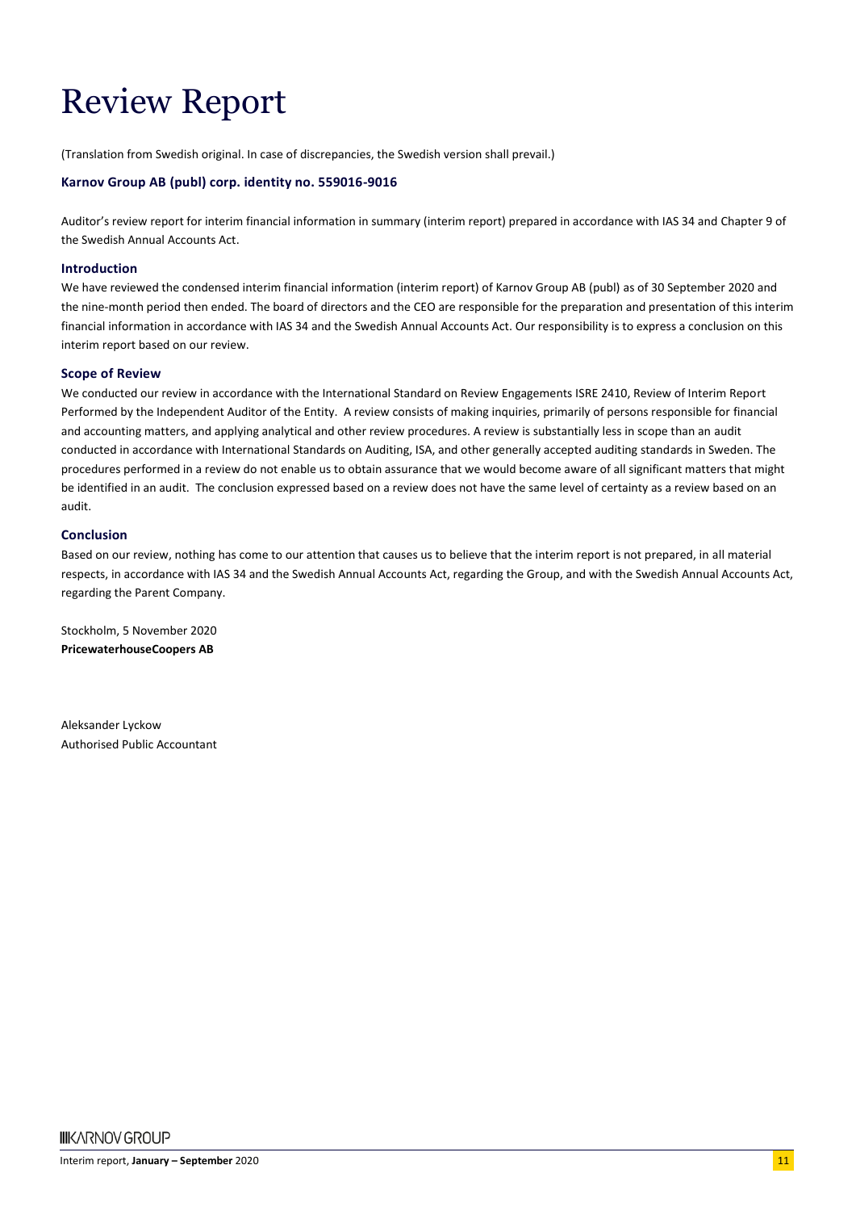# Review Report

(Translation from Swedish original. In case of discrepancies, the Swedish version shall prevail.)

**Karnov Group AB (publ) corp. identity no. 559016-9016**

Auditor's review report for interim financial information in summary (interim report) prepared in accordance with IAS 34 and Chapter 9 of the Swedish Annual Accounts Act.

### Introduction

We have reviewed the condensed interim financial information (interim report) of Karnov Group AB (publ) as of 30 September 2020 and the nine-month period then ended. The board of directors and the CEO are responsible for the preparation and presentation of this interim financial information in accordance with IAS 34 and the Swedish Annual Accounts Act. Our responsibility is to express a conclusion on this interim report based on our review.

### Scope of Review

We conducted our review in accordance with the International Standard on Review Engagements ISRE 2410, Review of Interim Report Performed by the Independent Auditor of the Entity. A review consists of making inquiries, primarily of persons responsible for financial and accounting matters, and applying analytical and other review procedures. A review is substantially less in scope than an audit conducted in accordance with International Standards on Auditing, ISA, and other generally accepted auditing standards in Sweden. The procedures performed in a review do not enable us to obtain assurance that we would become aware of all significant matters that might be identified in an audit. The conclusion expressed based on a review does not have the same level of certainty as a review based on an audit.

### Conclusion

Based on our review, nothing has come to our attention that causes us to believe that the interim report is not prepared, in all material respects, in accordance with IAS 34 and the Swedish Annual Accounts Act, regarding the Group, and with the Swedish Annual Accounts Act, regarding the Parent Company.

Stockholm, 5 November 2020
**PricewaterhouseCoopers AB**

Aleksander Lyckow
Authorised Public Accountant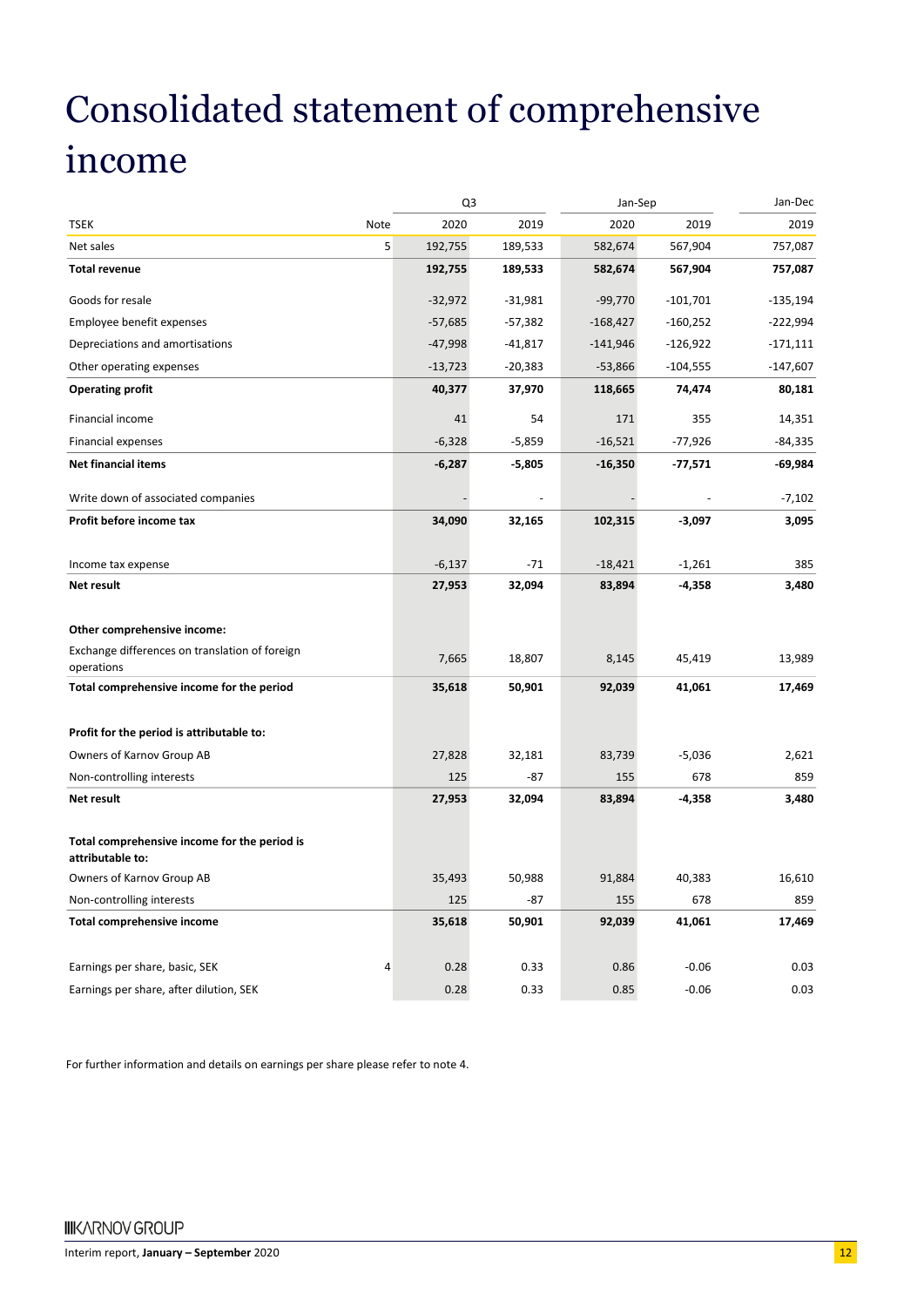# Consolidated statement of comprehensive income

| | | Q3 | | Jan-Sep | | Jan-Dec |
|---|---|---|---|---|---|---|
| TSEK | Note | 2020 | 2019 | 2020 | 2019 | 2019 |
| Net sales | 5 | 192,755 | 189,533 | 582,674 | 567,904 | 757,087 |
| **Total revenue** | | **192,755** | **189,533** | **582,674** | **567,904** | **757,087** |
| Goods for resale | | -32,972 | -31,981 | -99,770 | -101,701 | -135,194 |
| Employee benefit expenses | | -57,685 | -57,382 | -168,427 | -160,252 | -222,994 |
| Depreciations and amortisations | | -47,998 | -41,817 | -141,946 | -126,922 | -171,111 |
| Other operating expenses | | -13,723 | -20,383 | -53,866 | -104,555 | -147,607 |
| **Operating profit** | | **40,377** | **37,970** | **118,665** | **74,474** | **80,181** |
| Financial income | | 41 | 54 | 171 | 355 | 14,351 |
| Financial expenses | | -6,328 | -5,859 | -16,521 | -77,926 | -84,335 |
| **Net financial items** | | **-6,287** | **-5,805** | **-16,350** | **-77,571** | **-69,984** |
| Write down of associated companies | | - | - | - | - | -7,102 |
| **Profit before income tax** | | **34,090** | **32,165** | **102,315** | **-3,097** | **3,095** |
| Income tax expense | | -6,137 | -71 | -18,421 | -1,261 | 385 |
| **Net result** | | **27,953** | **32,094** | **83,894** | **-4,358** | **3,480** |
| **Other comprehensive income:** | | | | | | |
| Exchange differences on translation of foreign operations | | 7,665 | 18,807 | 8,145 | 45,419 | 13,989 |
| **Total comprehensive income for the period** | | **35,618** | **50,901** | **92,039** | **41,061** | **17,469** |
| **Profit for the period is attributable to:** | | | | | | |
| Owners of Karnov Group AB | | 27,828 | 32,181 | 83,739 | -5,036 | 2,621 |
| Non-controlling interests | | 125 | -87 | 155 | 678 | 859 |
| **Net result** | | **27,953** | **32,094** | **83,894** | **-4,358** | **3,480** |
| **Total comprehensive income for the period is attributable to:** | | | | | | |
| Owners of Karnov Group AB | | 35,493 | 50,988 | 91,884 | 40,383 | 16,610 |
| Non-controlling interests | | 125 | -87 | 155 | 678 | 859 |
| **Total comprehensive income** | | **35,618** | **50,901** | **92,039** | **41,061** | **17,469** |
| Earnings per share, basic, SEK | 4 | 0.28 | 0.33 | 0.86 | -0.06 | 0.03 |
| Earnings per share, after dilution, SEK | | 0.28 | 0.33 | 0.85 | -0.06 | 0.03 |

For further information and details on earnings per share please refer to note 4.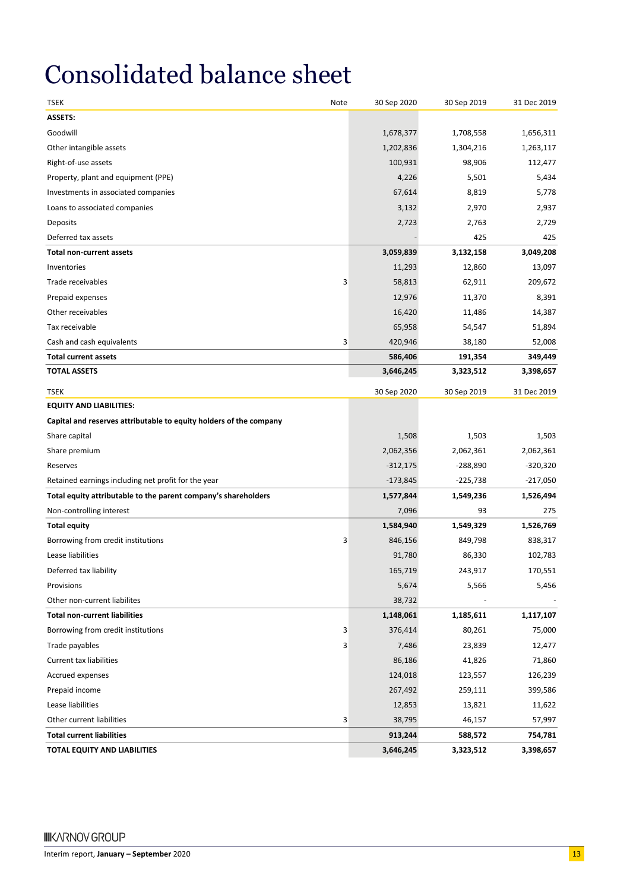# Consolidated balance sheet

| TSEK | Note | 30 Sep 2020 | 30 Sep 2019 | 31 Dec 2019 |
|---|---|---|---|---|
| **ASSETS:** | | | | |
| Goodwill | | 1,678,377 | 1,708,558 | 1,656,311 |
| Other intangible assets | | 1,202,836 | 1,304,216 | 1,263,117 |
| Right-of-use assets | | 100,931 | 98,906 | 112,477 |
| Property, plant and equipment (PPE) | | 4,226 | 5,501 | 5,434 |
| Investments in associated companies | | 67,614 | 8,819 | 5,778 |
| Loans to associated companies | | 3,132 | 2,970 | 2,937 |
| Deposits | | 2,723 | 2,763 | 2,729 |
| Deferred tax assets | | - | 425 | 425 |
| **Total non-current assets** | | **3,059,839** | **3,132,158** | **3,049,208** |
| Inventories | | 11,293 | 12,860 | 13,097 |
| Trade receivables | 3 | 58,813 | 62,911 | 209,672 |
| Prepaid expenses | | 12,976 | 11,370 | 8,391 |
| Other receivables | | 16,420 | 11,486 | 14,387 |
| Tax receivable | | 65,958 | 54,547 | 51,894 |
| Cash and cash equivalents | 3 | 420,946 | 38,180 | 52,008 |
| **Total current assets** | | **586,406** | **191,354** | **349,449** |
| **TOTAL ASSETS** | | **3,646,245** | **3,323,512** | **3,398,657** |

| TSEK | Note | 30 Sep 2020 | 30 Sep 2019 | 31 Dec 2019 |
|---|---|---|---|---|
| **EQUITY AND LIABILITIES:** | | | | |
| **Capital and reserves attributable to equity holders of the company** | | | | |
| Share capital | | 1,508 | 1,503 | 1,503 |
| Share premium | | 2,062,356 | 2,062,361 | 2,062,361 |
| Reserves | | -312,175 | -288,890 | -320,320 |
| Retained earnings including net profit for the year | | -173,845 | -225,738 | -217,050 |
| **Total equity attributable to the parent company's shareholders** | | **1,577,844** | **1,549,236** | **1,526,494** |
| Non-controlling interest | | 7,096 | 93 | 275 |
| **Total equity** | | **1,584,940** | **1,549,329** | **1,526,769** |
| Borrowing from credit institutions | 3 | 846,156 | 849,798 | 838,317 |
| Lease liabilities | | 91,780 | 86,330 | 102,783 |
| Deferred tax liability | | 165,719 | 243,917 | 170,551 |
| Provisions | | 5,674 | 5,566 | 5,456 |
| Other non-current liabilites | | 38,732 | - | - |
| **Total non-current liabilities** | | **1,148,061** | **1,185,611** | **1,117,107** |
| Borrowing from credit institutions | 3 | 376,414 | 80,261 | 75,000 |
| Trade payables | 3 | 7,486 | 23,839 | 12,477 |
| Current tax liabilities | | 86,186 | 41,826 | 71,860 |
| Accrued expenses | | 124,018 | 123,557 | 126,239 |
| Prepaid income | | 267,492 | 259,111 | 399,586 |
| Lease liabilities | | 12,853 | 13,821 | 11,622 |
| Other current liabilities | 3 | 38,795 | 46,157 | 57,997 |
| **Total current liabilities** | | **913,244** | **588,572** | **754,781** |
| **TOTAL EQUITY AND LIABILITIES** | | **3,646,245** | **3,323,512** | **3,398,657** |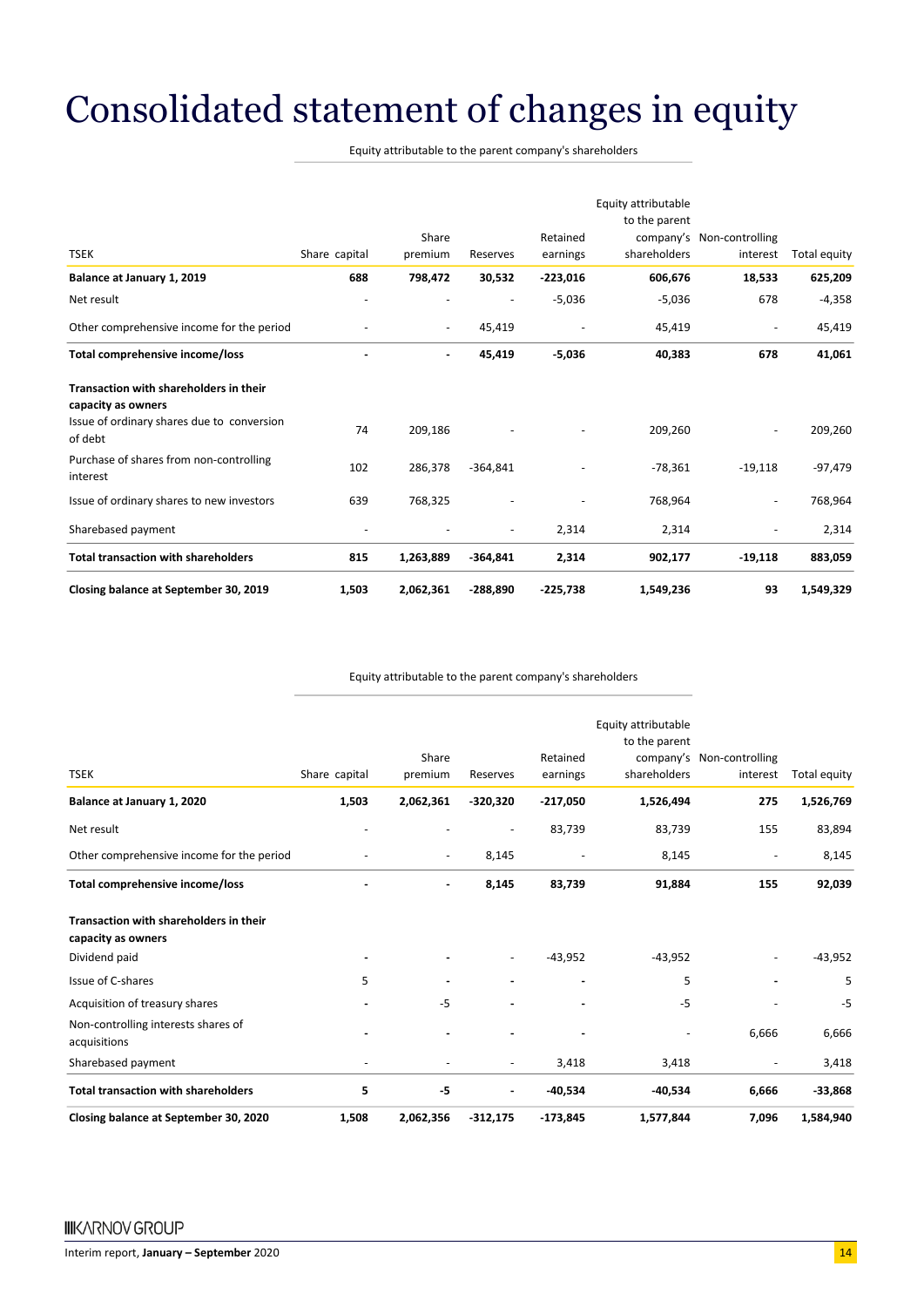# Consolidated statement of changes in equity

| | Equity attributable to the parent company's shareholders | | | | | | |
|---|---|---|---|---|---|---|---|
| TSEK | Share capital | Share premium | Reserves | Retained earnings | Equity attributable to the parent company's shareholders | Non-controlling interest | Total equity |
| **Balance at January 1, 2019** | **688** | **798,472** | **30,532** | **-223,016** | **606,676** | **18,533** | **625,209** |
| Net result | - | - | - | -5,036 | -5,036 | 678 | -4,358 |
| Other comprehensive income for the period | - | - | 45,419 | - | 45,419 | - | 45,419 |
| **Total comprehensive income/loss** | **-** | **-** | **45,419** | **-5,036** | **40,383** | **678** | **41,061** |
| **Transaction with shareholders in their capacity as owners** | | | | | | | |
| Issue of ordinary shares due to conversion of debt | 74 | 209,186 | - | - | 209,260 | - | 209,260 |
| Purchase of shares from non-controlling interest | 102 | 286,378 | -364,841 | - | -78,361 | -19,118 | -97,479 |
| Issue of ordinary shares to new investors | 639 | 768,325 | - | - | 768,964 | - | 768,964 |
| Sharebased payment | - | - | - | 2,314 | 2,314 | - | 2,314 |
| **Total transaction with shareholders** | **815** | **1,263,889** | **-364,841** | **2,314** | **902,177** | **-19,118** | **883,059** |
| **Closing balance at September 30, 2019** | **1,503** | **2,062,361** | **-288,890** | **-225,738** | **1,549,236** | **93** | **1,549,329** |

| | Equity attributable to the parent company's shareholders | | | | | | |
|---|---|---|---|---|---|---|---|
| TSEK | Share capital | Share premium | Reserves | Retained earnings | Equity attributable to the parent company's shareholders | Non-controlling interest | Total equity |
| **Balance at January 1, 2020** | **1,503** | **2,062,361** | **-320,320** | **-217,050** | **1,526,494** | **275** | **1,526,769** |
| Net result | - | - | - | 83,739 | 83,739 | 155 | 83,894 |
| Other comprehensive income for the period | - | - | 8,145 | - | 8,145 | - | 8,145 |
| **Total comprehensive income/loss** | **-** | **-** | **8,145** | **83,739** | **91,884** | **155** | **92,039** |
| **Transaction with shareholders in their capacity as owners** | | | | | | | |
| Dividend paid | - | - | - | -43,952 | -43,952 | - | -43,952 |
| Issue of C-shares | 5 | - | - | - | 5 | - | 5 |
| Acquisition of treasury shares | - | -5 | - | - | -5 | - | -5 |
| Non-controlling interests shares of acquisitions | - | - | - | - | - | 6,666 | 6,666 |
| Sharebased payment | - | - | - | 3,418 | 3,418 | - | 3,418 |
| **Total transaction with shareholders** | **5** | **-5** | **-** | **-40,534** | **-40,534** | **6,666** | **-33,868** |
| **Closing balance at September 30, 2020** | **1,508** | **2,062,356** | **-312,175** | **-173,845** | **1,577,844** | **7,096** | **1,584,940** |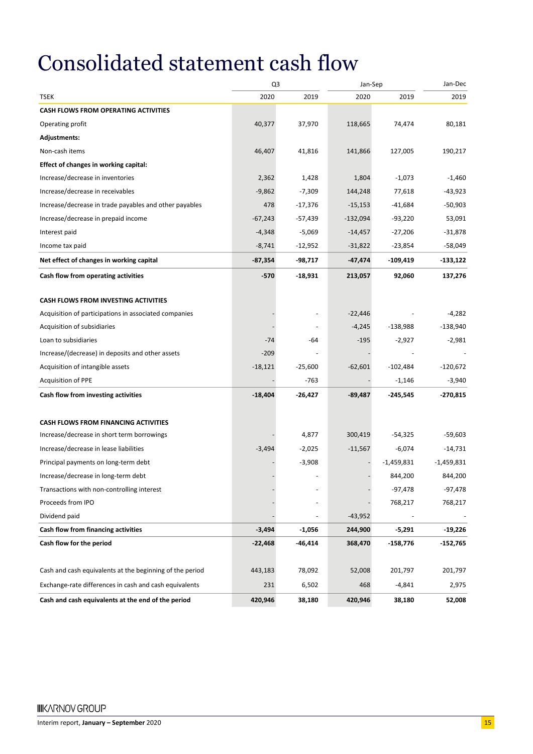# Consolidated statement cash flow

| | Q3 | | Jan-Sep | | Jan-Dec |
|---|---|---|---|---|---|
| TSEK | 2020 | 2019 | 2020 | 2019 | 2019 |
| **CASH FLOWS FROM OPERATING ACTIVITIES** | | | | | |
| Operating profit | 40,377 | 37,970 | 118,665 | 74,474 | 80,181 |
| **Adjustments:** | | | | | |
| Non-cash items | 46,407 | 41,816 | 141,866 | 127,005 | 190,217 |
| **Effect of changes in working capital:** | | | | | |
| Increase/decrease in inventories | 2,362 | 1,428 | 1,804 | -1,073 | -1,460 |
| Increase/decrease in receivables | -9,862 | -7,309 | 144,248 | 77,618 | -43,923 |
| Increase/decrease in trade payables and other payables | 478 | -17,376 | -15,153 | -41,684 | -50,903 |
| Increase/decrease in prepaid income | -67,243 | -57,439 | -132,094 | -93,220 | 53,091 |
| Interest paid | -4,348 | -5,069 | -14,457 | -27,206 | -31,878 |
| Income tax paid | -8,741 | -12,952 | -31,822 | -23,854 | -58,049 |
| **Net effect of changes in working capital** | **-87,354** | **-98,717** | **-47,474** | **-109,419** | **-133,122** |
| **Cash flow from operating activities** | **-570** | **-18,931** | **213,057** | **92,060** | **137,276** |
| | | | | | |
| **CASH FLOWS FROM INVESTING ACTIVITIES** | | | | | |
| Acquisition of participations in associated companies | - | - | -22,446 | - | -4,282 |
| Acquisition of subsidiaries | - | - | -4,245 | -138,988 | -138,940 |
| Loan to subsidiaries | -74 | -64 | -195 | -2,927 | -2,981 |
| Increase/(decrease) in deposits and other assets | -209 | - | - | - | - |
| Acquisition of intangible assets | -18,121 | -25,600 | -62,601 | -102,484 | -120,672 |
| Acquisition of PPE | - | -763 | - | -1,146 | -3,940 |
| **Cash flow from investing activities** | **-18,404** | **-26,427** | **-89,487** | **-245,545** | **-270,815** |
| | | | | | |
| **CASH FLOWS FROM FINANCING ACTIVITIES** | | | | | |
| Increase/decrease in short term borrowings | - | 4,877 | 300,419 | -54,325 | -59,603 |
| Increase/decrease in lease liabilities | -3,494 | -2,025 | -11,567 | -6,074 | -14,731 |
| Principal payments on long-term debt | - | -3,908 | - | -1,459,831 | -1,459,831 |
| Increase/decrease in long-term debt | - | - | - | 844,200 | 844,200 |
| Transactions with non-controlling interest | - | - | - | -97,478 | -97,478 |
| Proceeds from IPO | - | - | - | 768,217 | 768,217 |
| Dividend paid | - | - | -43,952 | - | - |
| **Cash flow from financing activities** | **-3,494** | **-1,056** | **244,900** | **-5,291** | **-19,226** |
| **Cash flow for the period** | **-22,468** | **-46,414** | **368,470** | **-158,776** | **-152,765** |
| | | | | | |
| Cash and cash equivalents at the beginning of the period | 443,183 | 78,092 | 52,008 | 201,797 | 201,797 |
| Exchange-rate differences in cash and cash equivalents | 231 | 6,502 | 468 | -4,841 | 2,975 |
| **Cash and cash equivalents at the end of the period** | **420,946** | **38,180** | **420,946** | **38,180** | **52,008** |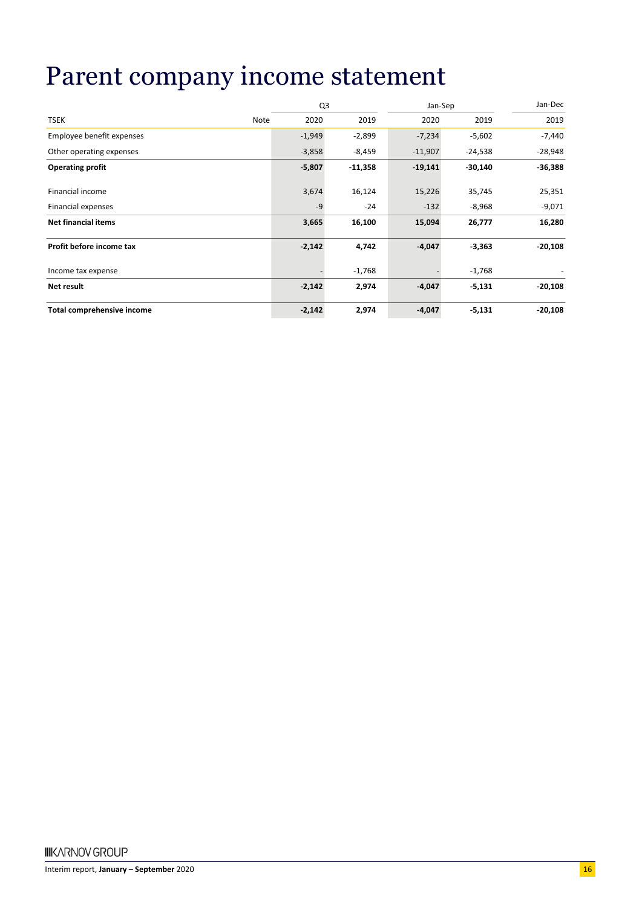# Parent company income statement

| TSEK | Note | Q3 2020 | Q3 2019 | Jan-Sep 2020 | Jan-Sep 2019 | Jan-Dec 2019 |
|---|---|---|---|---|---|---|
| Employee benefit expenses | | -1,949 | -2,899 | -7,234 | -5,602 | -7,440 |
| Other operating expenses | | -3,858 | -8,459 | -11,907 | -24,538 | -28,948 |
| **Operating profit** | | **-5,807** | **-11,358** | **-19,141** | **-30,140** | **-36,388** |
| Financial income | | 3,674 | 16,124 | 15,226 | 35,745 | 25,351 |
| Financial expenses | | -9 | -24 | -132 | -8,968 | -9,071 |
| **Net financial items** | | **3,665** | **16,100** | **15,094** | **26,777** | **16,280** |
| **Profit before income tax** | | **-2,142** | **4,742** | **-4,047** | **-3,363** | **-20,108** |
| Income tax expense | | - | -1,768 | - | -1,768 | - |
| **Net result** | | **-2,142** | **2,974** | **-4,047** | **-5,131** | **-20,108** |
| **Total comprehensive income** | | **-2,142** | **2,974** | **-4,047** | **-5,131** | **-20,108** |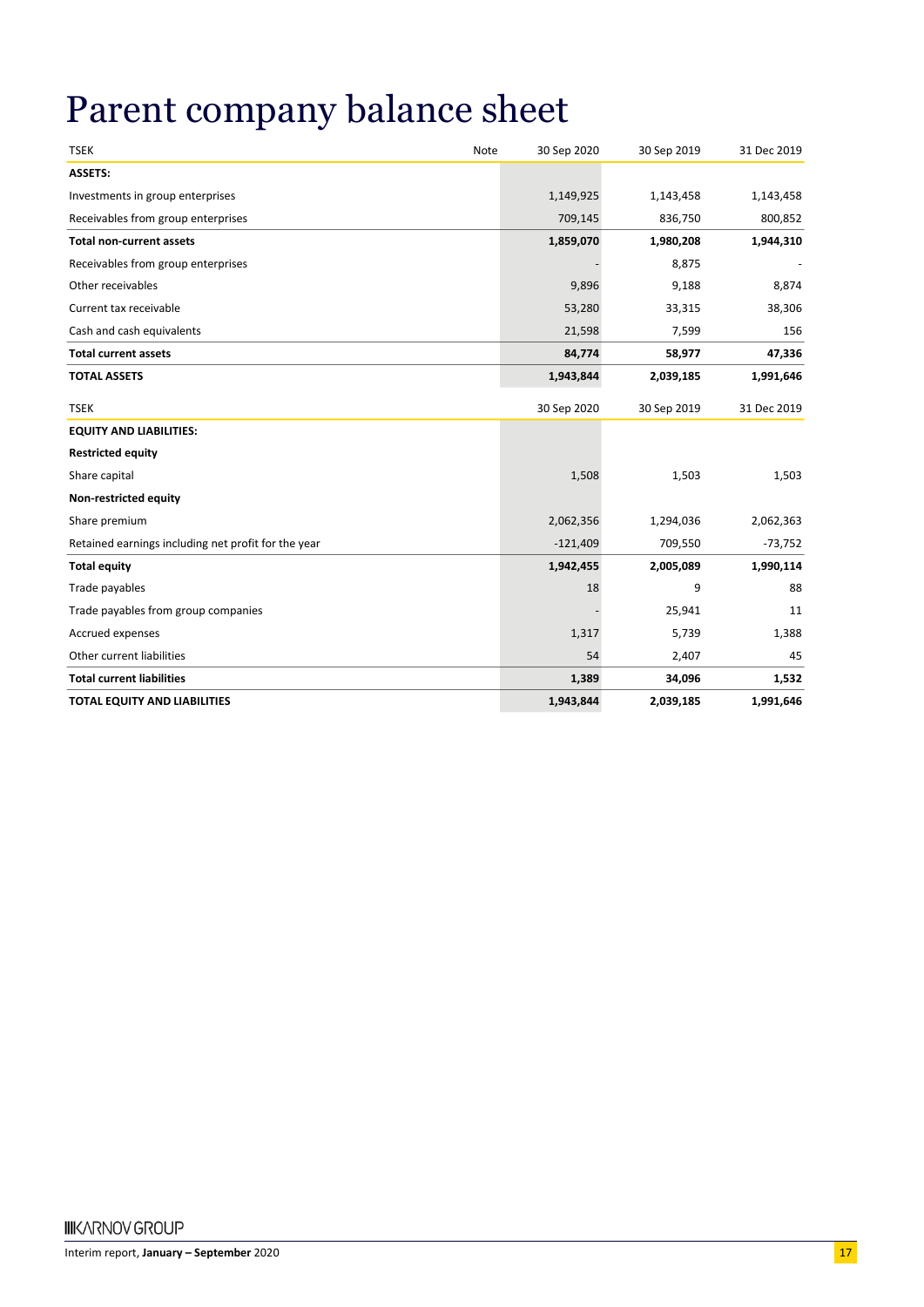# Parent company balance sheet

| TSEK | Note | 30 Sep 2020 | 30 Sep 2019 | 31 Dec 2019 |
|---|---|---|---|---|
| **ASSETS:** | | | | |
| Investments in group enterprises | | 1,149,925 | 1,143,458 | 1,143,458 |
| Receivables from group enterprises | | 709,145 | 836,750 | 800,852 |
| **Total non-current assets** | | **1,859,070** | **1,980,208** | **1,944,310** |
| Receivables from group enterprises | | - | 8,875 | - |
| Other receivables | | 9,896 | 9,188 | 8,874 |
| Current tax receivable | | 53,280 | 33,315 | 38,306 |
| Cash and cash equivalents | | 21,598 | 7,599 | 156 |
| **Total current assets** | | **84,774** | **58,977** | **47,336** |
| **TOTAL ASSETS** | | **1,943,844** | **2,039,185** | **1,991,646** |

| TSEK | 30 Sep 2020 | 30 Sep 2019 | 31 Dec 2019 |
|---|---|---|---|
| **EQUITY AND LIABILITIES:** | | | |
| **Restricted equity** | | | |
| Share capital | 1,508 | 1,503 | 1,503 |
| **Non-restricted equity** | | | |
| Share premium | 2,062,356 | 1,294,036 | 2,062,363 |
| Retained earnings including net profit for the year | -121,409 | 709,550 | -73,752 |
| **Total equity** | **1,942,455** | **2,005,089** | **1,990,114** |
| Trade payables | 18 | 9 | 88 |
| Trade payables from group companies | - | 25,941 | 11 |
| Accrued expenses | 1,317 | 5,739 | 1,388 |
| Other current liabilities | 54 | 2,407 | 45 |
| **Total current liabilities** | **1,389** | **34,096** | **1,532** |
| **TOTAL EQUITY AND LIABILITIES** | **1,943,844** | **2,039,185** | **1,991,646** |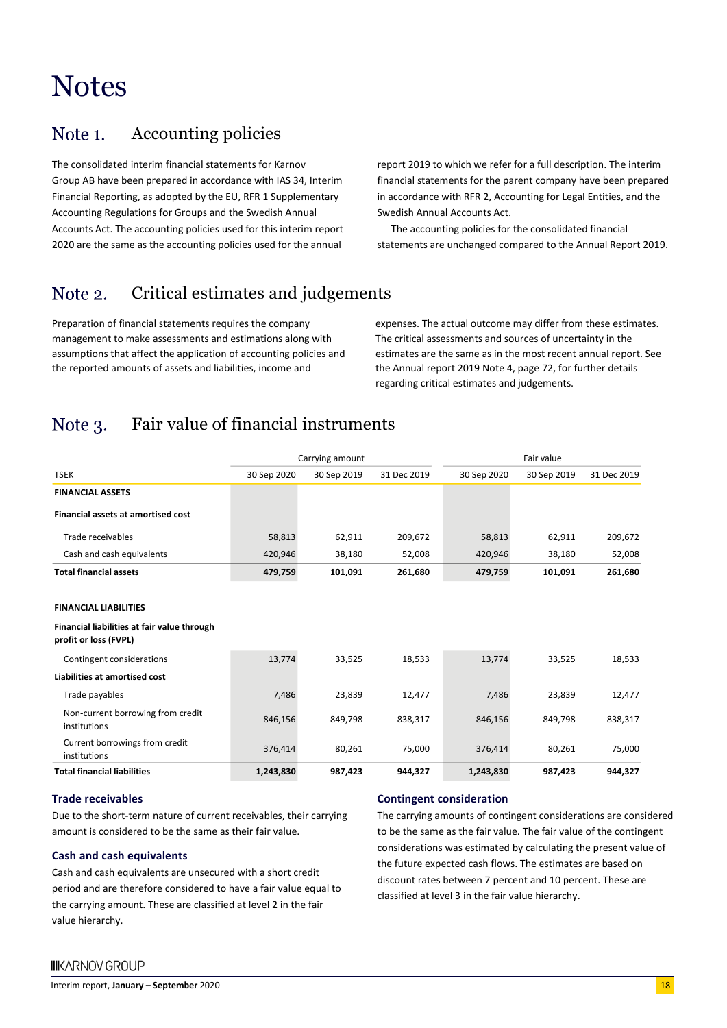# Notes

## Note 1. Accounting policies

The consolidated interim financial statements for Karnov Group AB have been prepared in accordance with IAS 34, Interim Financial Reporting, as adopted by the EU, RFR 1 Supplementary Accounting Regulations for Groups and the Swedish Annual Accounts Act. The accounting policies used for this interim report 2020 are the same as the accounting policies used for the annual report 2019 to which we refer for a full description. The interim financial statements for the parent company have been prepared in accordance with RFR 2, Accounting for Legal Entities, and the Swedish Annual Accounts Act.

The accounting policies for the consolidated financial statements are unchanged compared to the Annual Report 2019.

## Note 2. Critical estimates and judgements

Preparation of financial statements requires the company management to make assessments and estimations along with assumptions that affect the application of accounting policies and the reported amounts of assets and liabilities, income and expenses. The actual outcome may differ from these estimates. The critical assessments and sources of uncertainty in the estimates are the same as in the most recent annual report. See the Annual report 2019 Note 4, page 72, for further details regarding critical estimates and judgements.

## Note 3. Fair value of financial instruments

| | Carrying amount | | | Fair value | | |
|---|---|---|---|---|---|---|
| TSEK | 30 Sep 2020 | 30 Sep 2019 | 31 Dec 2019 | 30 Sep 2020 | 30 Sep 2019 | 31 Dec 2019 |
| **FINANCIAL ASSETS** | | | | | | |
| **Financial assets at amortised cost** | | | | | | |
| Trade receivables | 58,813 | 62,911 | 209,672 | 58,813 | 62,911 | 209,672 |
| Cash and cash equivalents | 420,946 | 38,180 | 52,008 | 420,946 | 38,180 | 52,008 |
| **Total financial assets** | **479,759** | **101,091** | **261,680** | **479,759** | **101,091** | **261,680** |
| | | | | | | |
| **FINANCIAL LIABILITIES** | | | | | | |
| **Financial liabilities at fair value through profit or loss (FVPL)** | | | | | | |
| Contingent considerations | 13,774 | 33,525 | 18,533 | 13,774 | 33,525 | 18,533 |
| **Liabilities at amortised cost** | | | | | | |
| Trade payables | 7,486 | 23,839 | 12,477 | 7,486 | 23,839 | 12,477 |
| Non-current borrowing from credit institutions | 846,156 | 849,798 | 838,317 | 846,156 | 849,798 | 838,317 |
| Current borrowings from credit institutions | 376,414 | 80,261 | 75,000 | 376,414 | 80,261 | 75,000 |
| **Total financial liabilities** | **1,243,830** | **987,423** | **944,327** | **1,243,830** | **987,423** | **944,327** |

### Trade receivables

Due to the short-term nature of current receivables, their carrying amount is considered to be the same as their fair value.

### Cash and cash equivalents

Cash and cash equivalents are unsecured with a short credit period and are therefore considered to have a fair value equal to the carrying amount. These are classified at level 2 in the fair value hierarchy.

### Contingent consideration

The carrying amounts of contingent considerations are considered to be the same as the fair value. The fair value of the contingent considerations was estimated by calculating the present value of the future expected cash flows. The estimates are based on discount rates between 7 percent and 10 percent. These are classified at level 3 in the fair value hierarchy.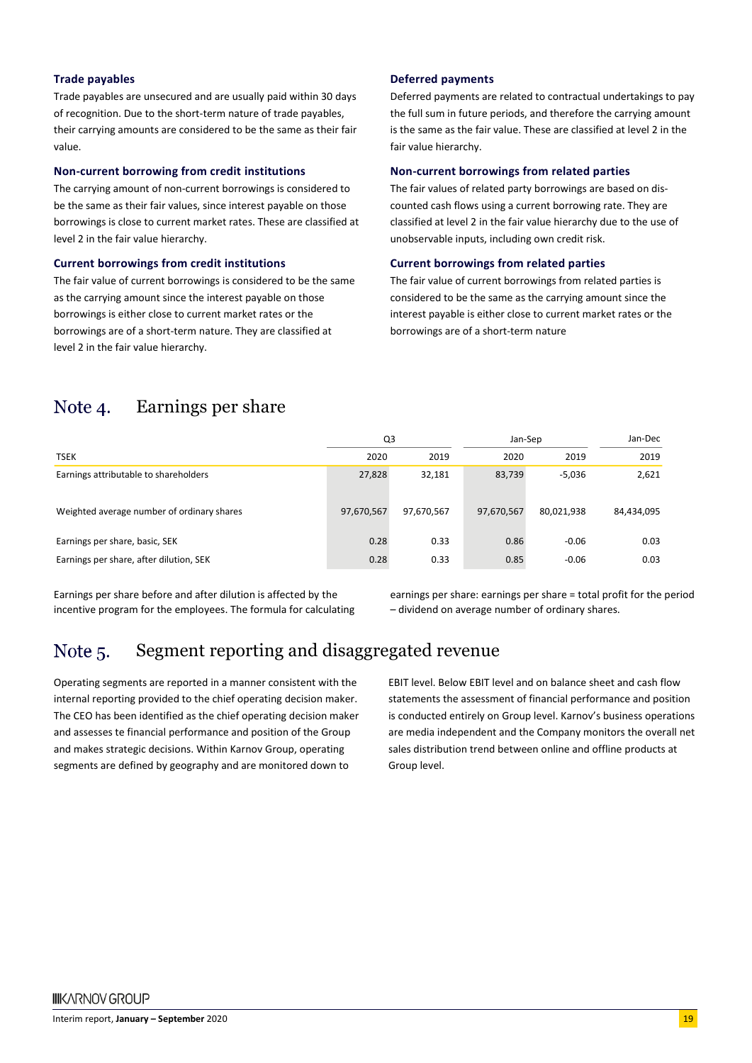### Trade payables

Trade payables are unsecured and are usually paid within 30 days of recognition. Due to the short-term nature of trade payables, their carrying amounts are considered to be the same as their fair value.

### Non-current borrowing from credit institutions

The carrying amount of non-current borrowings is considered to be the same as their fair values, since interest payable on those borrowings is close to current market rates. These are classified at level 2 in the fair value hierarchy.

### Current borrowings from credit institutions

The fair value of current borrowings is considered to be the same as the carrying amount since the interest payable on those borrowings is either close to current market rates or the borrowings are of a short-term nature. They are classified at level 2 in the fair value hierarchy.

### Deferred payments

Deferred payments are related to contractual undertakings to pay the full sum in future periods, and therefore the carrying amount is the same as the fair value. These are classified at level 2 in the fair value hierarchy.

### Non-current borrowings from related parties

The fair values of related party borrowings are based on discounted cash flows using a current borrowing rate. They are classified at level 2 in the fair value hierarchy due to the use of unobservable inputs, including own credit risk.

### Current borrowings from related parties

The fair value of current borrowings from related parties is considered to be the same as the carrying amount since the interest payable is either close to current market rates or the borrowings are of a short-term nature

## Note 4. Earnings per share

| | Q3 | | Jan-Sep | | Jan-Dec |
|---|---|---|---|---|---|
| TSEK | 2020 | 2019 | 2020 | 2019 | 2019 |
| Earnings attributable to shareholders | 27,828 | 32,181 | 83,739 | -5,036 | 2,621 |
| Weighted average number of ordinary shares | 97,670,567 | 97,670,567 | 97,670,567 | 80,021,938 | 84,434,095 |
| Earnings per share, basic, SEK | 0.28 | 0.33 | 0.86 | -0.06 | 0.03 |
| Earnings per share, after dilution, SEK | 0.28 | 0.33 | 0.85 | -0.06 | 0.03 |

Earnings per share before and after dilution is affected by the incentive program for the employees. The formula for calculating earnings per share: earnings per share = total profit for the period – dividend on average number of ordinary shares.

## Note 5. Segment reporting and disaggregated revenue

Operating segments are reported in a manner consistent with the internal reporting provided to the chief operating decision maker. The CEO has been identified as the chief operating decision maker and assesses te financial performance and position of the Group and makes strategic decisions. Within Karnov Group, operating segments are defined by geography and are monitored down to EBIT level. Below EBIT level and on balance sheet and cash flow statements the assessment of financial performance and position is conducted entirely on Group level. Karnov's business operations are media independent and the Company monitors the overall net sales distribution trend between online and offline products at Group level.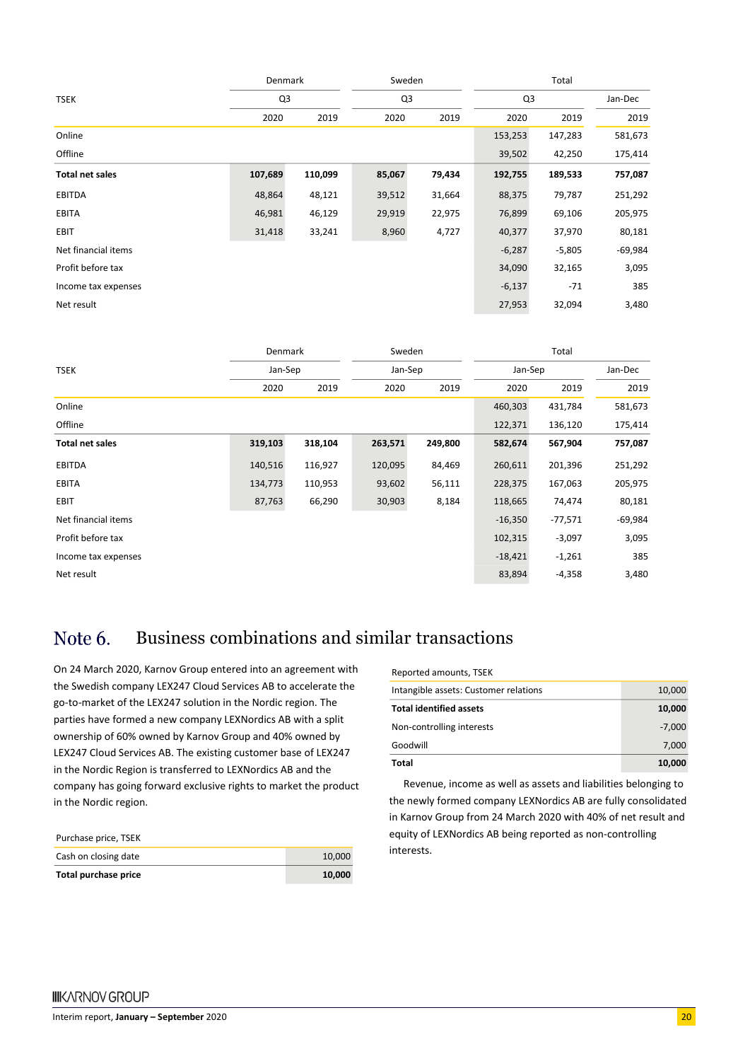| TSEK | Denmark | | Sweden | | Total | | |
|---|---|---|---|---|---|---|---|
| | Q3 | | Q3 | | Q3 | | Jan-Dec |
| | 2020 | 2019 | 2020 | 2019 | 2020 | 2019 | 2019 |
| Online | | | | | 153,253 | 147,283 | 581,673 |
| Offline | | | | | 39,502 | 42,250 | 175,414 |
| **Total net sales** | **107,689** | **110,099** | **85,067** | **79,434** | **192,755** | **189,533** | **757,087** |
| EBITDA | 48,864 | 48,121 | 39,512 | 31,664 | 88,375 | 79,787 | 251,292 |
| EBITA | 46,981 | 46,129 | 29,919 | 22,975 | 76,899 | 69,106 | 205,975 |
| EBIT | 31,418 | 33,241 | 8,960 | 4,727 | 40,377 | 37,970 | 80,181 |
| Net financial items | | | | | -6,287 | -5,805 | -69,984 |
| Profit before tax | | | | | 34,090 | 32,165 | 3,095 |
| Income tax expenses | | | | | -6,137 | -71 | 385 |
| Net result | | | | | 27,953 | 32,094 | 3,480 |

| TSEK | Denmark | | Sweden | | Total | | |
|---|---|---|---|---|---|---|---|
| | Jan-Sep | | Jan-Sep | | Jan-Sep | | Jan-Dec |
| | 2020 | 2019 | 2020 | 2019 | 2020 | 2019 | 2019 |
| Online | | | | | 460,303 | 431,784 | 581,673 |
| Offline | | | | | 122,371 | 136,120 | 175,414 |
| **Total net sales** | **319,103** | **318,104** | **263,571** | **249,800** | **582,674** | **567,904** | **757,087** |
| EBITDA | 140,516 | 116,927 | 120,095 | 84,469 | 260,611 | 201,396 | 251,292 |
| EBITA | 134,773 | 110,953 | 93,602 | 56,111 | 228,375 | 167,063 | 205,975 |
| EBIT | 87,763 | 66,290 | 30,903 | 8,184 | 118,665 | 74,474 | 80,181 |
| Net financial items | | | | | -16,350 | -77,571 | -69,984 |
| Profit before tax | | | | | 102,315 | -3,097 | 3,095 |
| Income tax expenses | | | | | -18,421 | -1,261 | 385 |
| Net result | | | | | 83,894 | -4,358 | 3,480 |

## Note 6. Business combinations and similar transactions

On 24 March 2020, Karnov Group entered into an agreement with the Swedish company LEX247 Cloud Services AB to accelerate the go-to-market of the LEX247 solution in the Nordic region. The parties have formed a new company LEXNordics AB with a split ownership of 60% owned by Karnov Group and 40% owned by LEX247 Cloud Services AB. The existing customer base of LEX247 in the Nordic Region is transferred to LEXNordics AB and the company has going forward exclusive rights to market the product in the Nordic region.

| Purchase price, TSEK | |
|---|---|
| Cash on closing date | 10,000 |
| **Total purchase price** | **10,000** |

| Reported amounts, TSEK | |
|---|---|
| Intangible assets: Customer relations | 10,000 |
| **Total identified assets** | **10,000** |
| Non-controlling interests | -7,000 |
| Goodwill | 7,000 |
| **Total** | **10,000** |

Revenue, income as well as assets and liabilities belonging to the newly formed company LEXNordics AB are fully consolidated in Karnov Group from 24 March 2020 with 40% of net result and equity of LEXNordics AB being reported as non-controlling interests.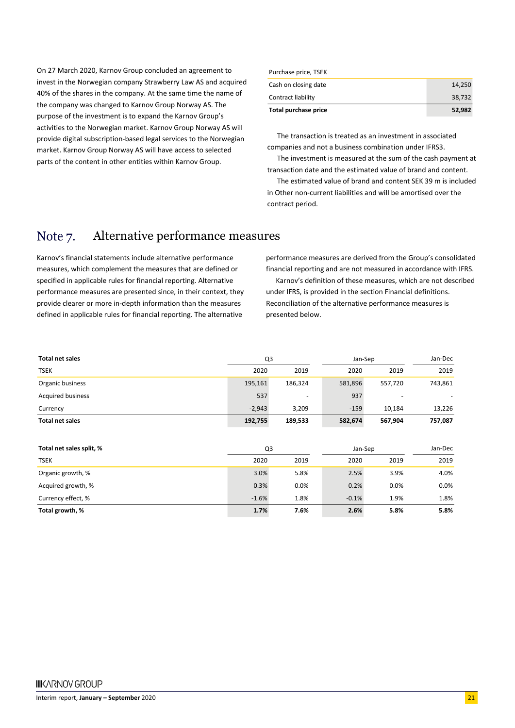On 27 March 2020, Karnov Group concluded an agreement to invest in the Norwegian company Strawberry Law AS and acquired 40% of the shares in the company. At the same time the name of the company was changed to Karnov Group Norway AS. The purpose of the investment is to expand the Karnov Group's activities to the Norwegian market. Karnov Group Norway AS will provide digital subscription-based legal services to the Norwegian market. Karnov Group Norway AS will have access to selected parts of the content in other entities within Karnov Group.

| Purchase price, TSEK | |
|---|---|
| Cash on closing date | 14,250 |
| Contract liability | 38,732 |
| **Total purchase price** | **52,982** |

The transaction is treated as an investment in associated companies and not a business combination under IFRS3.

The investment is measured at the sum of the cash payment at transaction date and the estimated value of brand and content.

The estimated value of brand and content SEK 39 m is included in Other non-current liabilities and will be amortised over the contract period.

# Note 7. Alternative performance measures

Karnov's financial statements include alternative performance measures, which complement the measures that are defined or specified in applicable rules for financial reporting. Alternative performance measures are presented since, in their context, they provide clearer or more in-depth information than the measures defined in applicable rules for financial reporting. The alternative performance measures are derived from the Group's consolidated financial reporting and are not measured in accordance with IFRS.

Karnov's definition of these measures, which are not described under IFRS, is provided in the section Financial definitions. Reconciliation of the alternative performance measures is presented below.

| **Total net sales** | Q3 | | Jan-Sep | | Jan-Dec |
|---|---|---|---|---|---|
| TSEK | 2020 | 2019 | 2020 | 2019 | 2019 |
| Organic business | 195,161 | 186,324 | 581,896 | 557,720 | 743,861 |
| Acquired business | 537 | - | 937 | - | - |
| Currency | -2,943 | 3,209 | -159 | 10,184 | 13,226 |
| **Total net sales** | **192,755** | **189,533** | **582,674** | **567,904** | **757,087** |

| **Total net sales split, %** | Q3 | | Jan-Sep | | Jan-Dec |
|---|---|---|---|---|---|
| TSEK | 2020 | 2019 | 2020 | 2019 | 2019 |
| Organic growth, % | 3.0% | 5.8% | 2.5% | 3.9% | 4.0% |
| Acquired growth, % | 0.3% | 0.0% | 0.2% | 0.0% | 0.0% |
| Currency effect, % | -1.6% | 1.8% | -0.1% | 1.9% | 1.8% |
| **Total growth, %** | **1.7%** | **7.6%** | **2.6%** | **5.8%** | **5.8%** |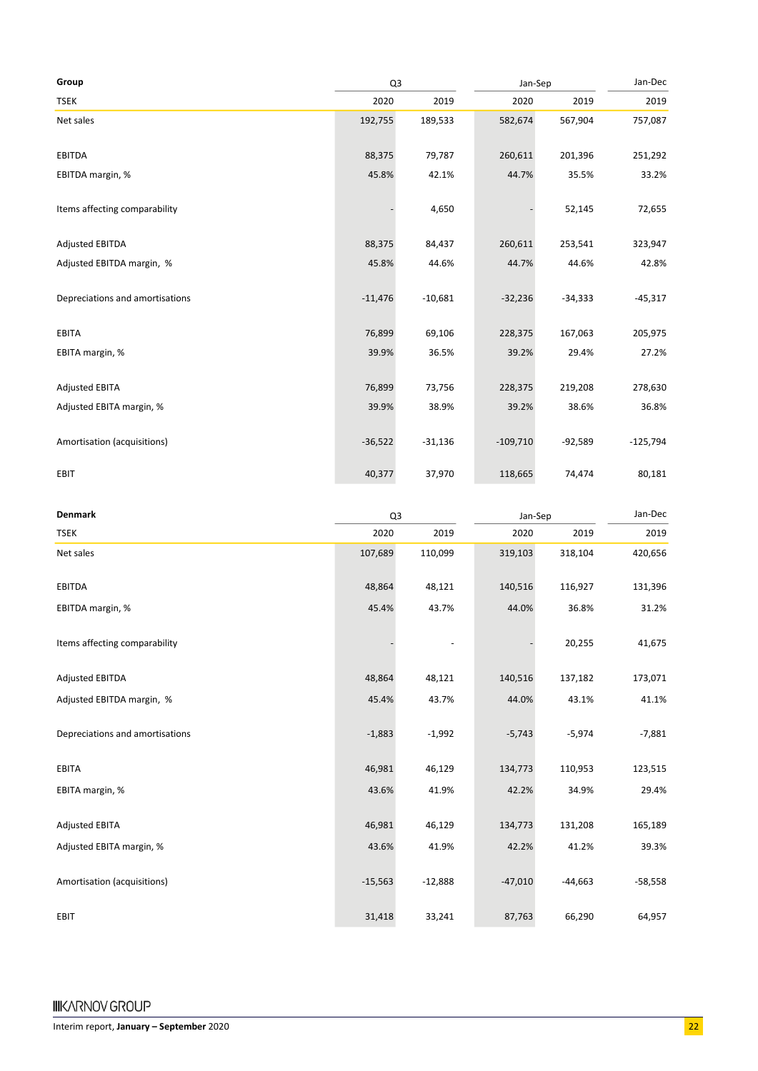| Group | Q3 | | Jan-Sep | | Jan-Dec |
|---|---|---|---|---|---|
| TSEK | 2020 | 2019 | 2020 | 2019 | 2019 |
| Net sales | 192,755 | 189,533 | 582,674 | 567,904 | 757,087 |
| EBITDA | 88,375 | 79,787 | 260,611 | 201,396 | 251,292 |
| EBITDA margin, % | 45.8% | 42.1% | 44.7% | 35.5% | 33.2% |
| Items affecting comparability | - | 4,650 | - | 52,145 | 72,655 |
| Adjusted EBITDA | 88,375 | 84,437 | 260,611 | 253,541 | 323,947 |
| Adjusted EBITDA margin, % | 45.8% | 44.6% | 44.7% | 44.6% | 42.8% |
| Depreciations and amortisations | -11,476 | -10,681 | -32,236 | -34,333 | -45,317 |
| EBITA | 76,899 | 69,106 | 228,375 | 167,063 | 205,975 |
| EBITA margin, % | 39.9% | 36.5% | 39.2% | 29.4% | 27.2% |
| Adjusted EBITA | 76,899 | 73,756 | 228,375 | 219,208 | 278,630 |
| Adjusted EBITA margin, % | 39.9% | 38.9% | 39.2% | 38.6% | 36.8% |
| Amortisation (acquisitions) | -36,522 | -31,136 | -109,710 | -92,589 | -125,794 |
| EBIT | 40,377 | 37,970 | 118,665 | 74,474 | 80,181 |

| Denmark | Q3 | | Jan-Sep | | Jan-Dec |
|---|---|---|---|---|---|
| TSEK | 2020 | 2019 | 2020 | 2019 | 2019 |
| Net sales | 107,689 | 110,099 | 319,103 | 318,104 | 420,656 |
| EBITDA | 48,864 | 48,121 | 140,516 | 116,927 | 131,396 |
| EBITDA margin, % | 45.4% | 43.7% | 44.0% | 36.8% | 31.2% |
| Items affecting comparability | - | - | - | 20,255 | 41,675 |
| Adjusted EBITDA | 48,864 | 48,121 | 140,516 | 137,182 | 173,071 |
| Adjusted EBITDA margin, % | 45.4% | 43.7% | 44.0% | 43.1% | 41.1% |
| Depreciations and amortisations | -1,883 | -1,992 | -5,743 | -5,974 | -7,881 |
| EBITA | 46,981 | 46,129 | 134,773 | 110,953 | 123,515 |
| EBITA margin, % | 43.6% | 41.9% | 42.2% | 34.9% | 29.4% |
| Adjusted EBITA | 46,981 | 46,129 | 134,773 | 131,208 | 165,189 |
| Adjusted EBITA margin, % | 43.6% | 41.9% | 42.2% | 41.2% | 39.3% |
| Amortisation (acquisitions) | -15,563 | -12,888 | -47,010 | -44,663 | -58,558 |
| EBIT | 31,418 | 33,241 | 87,763 | 66,290 | 64,957 |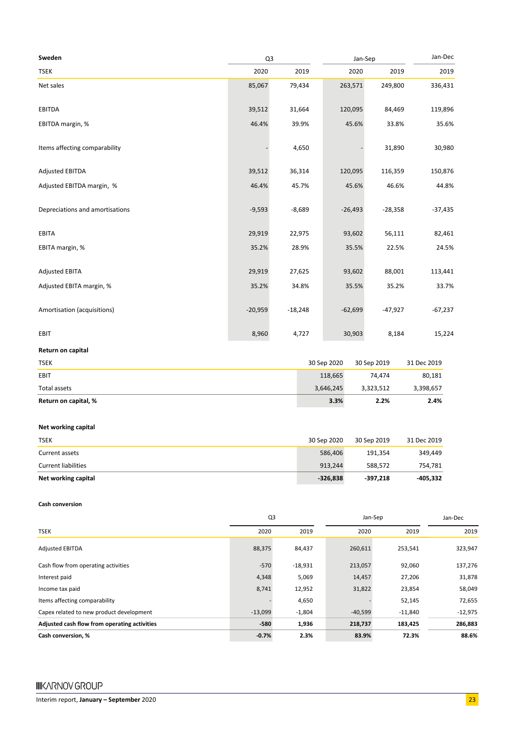| Sweden | Q3 | | Jan-Sep | | Jan-Dec |
|---|---|---|---|---|---|
| TSEK | 2020 | 2019 | 2020 | 2019 | 2019 |
| Net sales | 85,067 | 79,434 | 263,571 | 249,800 | 336,431 |
| EBITDA | 39,512 | 31,664 | 120,095 | 84,469 | 119,896 |
| EBITDA margin, % | 46.4% | 39.9% | 45.6% | 33.8% | 35.6% |
| Items affecting comparability | - | 4,650 | - | 31,890 | 30,980 |
| Adjusted EBITDA | 39,512 | 36,314 | 120,095 | 116,359 | 150,876 |
| Adjusted EBITDA margin, % | 46.4% | 45.7% | 45.6% | 46.6% | 44.8% |
| Depreciations and amortisations | -9,593 | -8,689 | -26,493 | -28,358 | -37,435 |
| EBITA | 29,919 | 22,975 | 93,602 | 56,111 | 82,461 |
| EBITA margin, % | 35.2% | 28.9% | 35.5% | 22.5% | 24.5% |
| Adjusted EBITA | 29,919 | 27,625 | 93,602 | 88,001 | 113,441 |
| Adjusted EBITA margin, % | 35.2% | 34.8% | 35.5% | 35.2% | 33.7% |
| Amortisation (acquisitions) | -20,959 | -18,248 | -62,699 | -47,927 | -67,237 |
| EBIT | 8,960 | 4,727 | 30,903 | 8,184 | 15,224 |

**Return on capital**

| TSEK | 30 Sep 2020 | 30 Sep 2019 | 31 Dec 2019 |
|---|---|---|---|
| EBIT | 118,665 | 74,474 | 80,181 |
| Total assets | 3,646,245 | 3,323,512 | 3,398,657 |
| **Return on capital, %** | **3.3%** | **2.2%** | **2.4%** |

**Net working capital**

| TSEK | 30 Sep 2020 | 30 Sep 2019 | 31 Dec 2019 |
|---|---|---|---|
| Current assets | 586,406 | 191,354 | 349,449 |
| Current liabilities | 913,244 | 588,572 | 754,781 |
| **Net working capital** | **-326,838** | **-397,218** | **-405,332** |

**Cash conversion**

| | Q3 | | Jan-Sep | | Jan-Dec |
|---|---|---|---|---|---|
| TSEK | 2020 | 2019 | 2020 | 2019 | 2019 |
| Adjusted EBITDA | 88,375 | 84,437 | 260,611 | 253,541 | 323,947 |
| Cash flow from operating activities | -570 | -18,931 | 213,057 | 92,060 | 137,276 |
| Interest paid | 4,348 | 5,069 | 14,457 | 27,206 | 31,878 |
| Income tax paid | 8,741 | 12,952 | 31,822 | 23,854 | 58,049 |
| Items affecting comparability | - | 4,650 | - | 52,145 | 72,655 |
| Capex related to new product development | -13,099 | -1,804 | -40,599 | -11,840 | -12,975 |
| **Adjusted cash flow from operating activities** | **-580** | **1,936** | **218,737** | **183,425** | **286,883** |
| **Cash conversion, %** | **-0.7%** | **2.3%** | **83.9%** | **72.3%** | **88.6%** |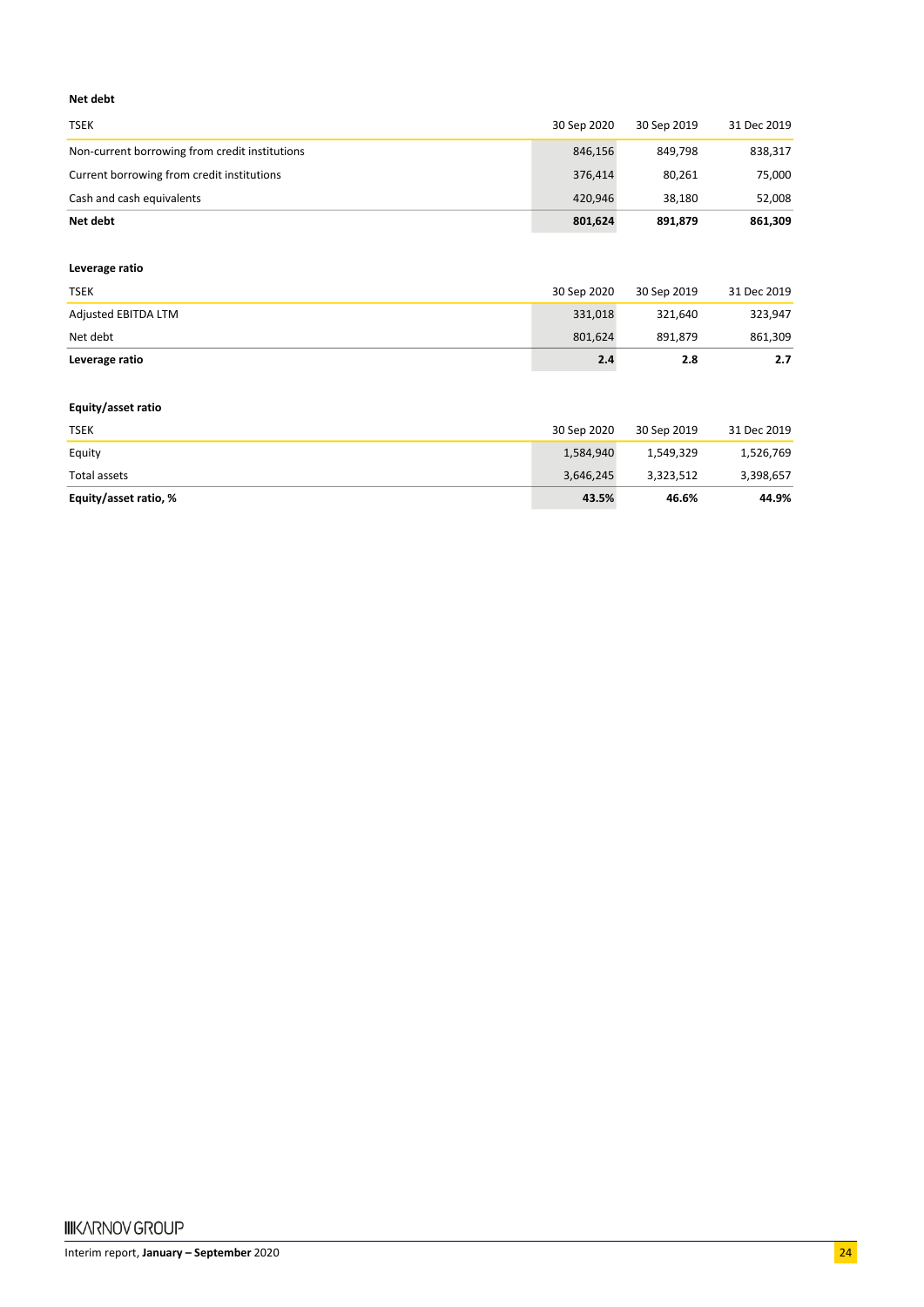**Net debt**

| TSEK | 30 Sep 2020 | 30 Sep 2019 | 31 Dec 2019 |
|---|---|---|---|
| Non-current borrowing from credit institutions | 846,156 | 849,798 | 838,317 |
| Current borrowing from credit institutions | 376,414 | 80,261 | 75,000 |
| Cash and cash equivalents | 420,946 | 38,180 | 52,008 |
| **Net debt** | **801,624** | **891,879** | **861,309** |

**Leverage ratio**

| TSEK | 30 Sep 2020 | 30 Sep 2019 | 31 Dec 2019 |
|---|---|---|---|
| Adjusted EBITDA LTM | 331,018 | 321,640 | 323,947 |
| Net debt | 801,624 | 891,879 | 861,309 |
| **Leverage ratio** | **2.4** | **2.8** | **2.7** |

**Equity/asset ratio**

| TSEK | 30 Sep 2020 | 30 Sep 2019 | 31 Dec 2019 |
|---|---|---|---|
| Equity | 1,584,940 | 1,549,329 | 1,526,769 |
| Total assets | 3,646,245 | 3,323,512 | 3,398,657 |
| **Equity/asset ratio, %** | **43.5%** | **46.6%** | **44.9%** |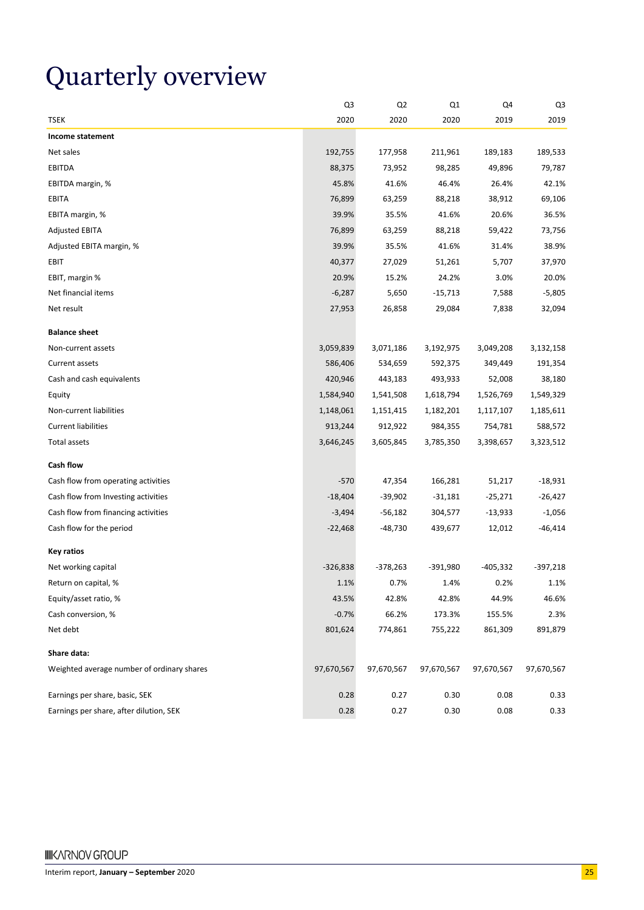# Quarterly overview

| TSEK | Q3 2020 | Q2 2020 | Q1 2020 | Q4 2019 | Q3 2019 |
|---|---|---|---|---|---|
| **Income statement** | | | | | |
| Net sales | 192,755 | 177,958 | 211,961 | 189,183 | 189,533 |
| EBITDA | 88,375 | 73,952 | 98,285 | 49,896 | 79,787 |
| EBITDA margin, % | 45.8% | 41.6% | 46.4% | 26.4% | 42.1% |
| EBITA | 76,899 | 63,259 | 88,218 | 38,912 | 69,106 |
| EBITA margin, % | 39.9% | 35.5% | 41.6% | 20.6% | 36.5% |
| Adjusted EBITA | 76,899 | 63,259 | 88,218 | 59,422 | 73,756 |
| Adjusted EBITA margin, % | 39.9% | 35.5% | 41.6% | 31.4% | 38.9% |
| EBIT | 40,377 | 27,029 | 51,261 | 5,707 | 37,970 |
| EBIT, margin % | 20.9% | 15.2% | 24.2% | 3.0% | 20.0% |
| Net financial items | -6,287 | 5,650 | -15,713 | 7,588 | -5,805 |
| Net result | 27,953 | 26,858 | 29,084 | 7,838 | 32,094 |
| **Balance sheet** | | | | | |
| Non-current assets | 3,059,839 | 3,071,186 | 3,192,975 | 3,049,208 | 3,132,158 |
| Current assets | 586,406 | 534,659 | 592,375 | 349,449 | 191,354 |
| Cash and cash equivalents | 420,946 | 443,183 | 493,933 | 52,008 | 38,180 |
| Equity | 1,584,940 | 1,541,508 | 1,618,794 | 1,526,769 | 1,549,329 |
| Non-current liabilities | 1,148,061 | 1,151,415 | 1,182,201 | 1,117,107 | 1,185,611 |
| Current liabilities | 913,244 | 912,922 | 984,355 | 754,781 | 588,572 |
| Total assets | 3,646,245 | 3,605,845 | 3,785,350 | 3,398,657 | 3,323,512 |
| **Cash flow** | | | | | |
| Cash flow from operating activities | -570 | 47,354 | 166,281 | 51,217 | -18,931 |
| Cash flow from Investing activities | -18,404 | -39,902 | -31,181 | -25,271 | -26,427 |
| Cash flow from financing activities | -3,494 | -56,182 | 304,577 | -13,933 | -1,056 |
| Cash flow for the period | -22,468 | -48,730 | 439,677 | 12,012 | -46,414 |
| **Key ratios** | | | | | |
| Net working capital | -326,838 | -378,263 | -391,980 | -405,332 | -397,218 |
| Return on capital, % | 1.1% | 0.7% | 1.4% | 0.2% | 1.1% |
| Equity/asset ratio, % | 43.5% | 42.8% | 42.8% | 44.9% | 46.6% |
| Cash conversion, % | -0.7% | 66.2% | 173.3% | 155.5% | 2.3% |
| Net debt | 801,624 | 774,861 | 755,222 | 861,309 | 891,879 |
| **Share data:** | | | | | |
| Weighted average number of ordinary shares | 97,670,567 | 97,670,567 | 97,670,567 | 97,670,567 | 97,670,567 |
| Earnings per share, basic, SEK | 0.28 | 0.27 | 0.30 | 0.08 | 0.33 |
| Earnings per share, after dilution, SEK | 0.28 | 0.27 | 0.30 | 0.08 | 0.33 |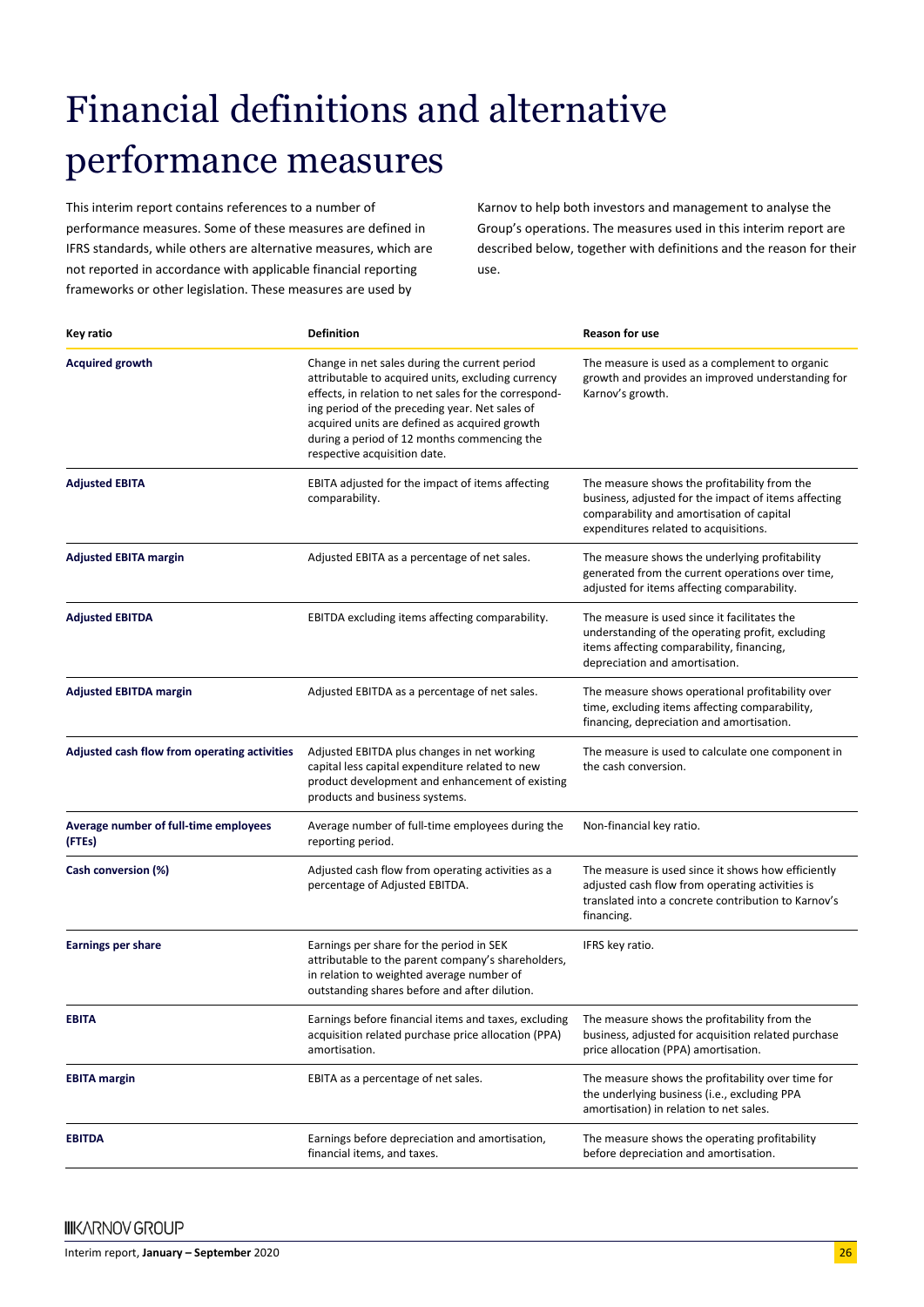# Financial definitions and alternative performance measures

This interim report contains references to a number of performance measures. Some of these measures are defined in IFRS standards, while others are alternative measures, which are not reported in accordance with applicable financial reporting frameworks or other legislation. These measures are used by Karnov to help both investors and management to analyse the Group's operations. The measures used in this interim report are described below, together with definitions and the reason for their use.

| Key ratio | Definition | Reason for use |
|---|---|---|
| **Acquired growth** | Change in net sales during the current period attributable to acquired units, excluding currency effects, in relation to net sales for the corresponding period of the preceding year. Net sales of acquired units are defined as acquired growth during a period of 12 months commencing the respective acquisition date. | The measure is used as a complement to organic growth and provides an improved understanding for Karnov's growth. |
| **Adjusted EBITA** | EBITA adjusted for the impact of items affecting comparability. | The measure shows the profitability from the business, adjusted for the impact of items affecting comparability and amortisation of capital expenditures related to acquisitions. |
| **Adjusted EBITA margin** | Adjusted EBITA as a percentage of net sales. | The measure shows the underlying profitability generated from the current operations over time, adjusted for items affecting comparability. |
| **Adjusted EBITDA** | EBITDA excluding items affecting comparability. | The measure is used since it facilitates the understanding of the operating profit, excluding items affecting comparability, financing, depreciation and amortisation. |
| **Adjusted EBITDA margin** | Adjusted EBITDA as a percentage of net sales. | The measure shows operational profitability over time, excluding items affecting comparability, financing, depreciation and amortisation. |
| **Adjusted cash flow from operating activities** | Adjusted EBITDA plus changes in net working capital less capital expenditure related to new product development and enhancement of existing products and business systems. | The measure is used to calculate one component in the cash conversion. |
| **Average number of full-time employees (FTEs)** | Average number of full-time employees during the reporting period. | Non-financial key ratio. |
| **Cash conversion (%)** | Adjusted cash flow from operating activities as a percentage of Adjusted EBITDA. | The measure is used since it shows how efficiently adjusted cash flow from operating activities is translated into a concrete contribution to Karnov's financing. |
| **Earnings per share** | Earnings per share for the period in SEK attributable to the parent company's shareholders, in relation to weighted average number of outstanding shares before and after dilution. | IFRS key ratio. |
| **EBITA** | Earnings before financial items and taxes, excluding acquisition related purchase price allocation (PPA) amortisation. | The measure shows the profitability from the business, adjusted for acquisition related purchase price allocation (PPA) amortisation. |
| **EBITA margin** | EBITA as a percentage of net sales. | The measure shows the profitability over time for the underlying business (i.e., excluding PPA amortisation) in relation to net sales. |
| **EBITDA** | Earnings before depreciation and amortisation, financial items, and taxes. | The measure shows the operating profitability before depreciation and amortisation. |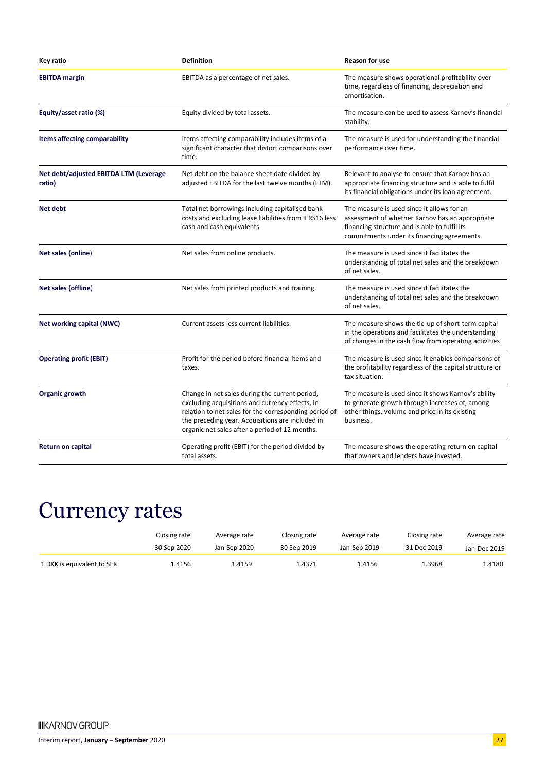| Key ratio | Definition | Reason for use |
|---|---|---|
| **EBITDA margin** | EBITDA as a percentage of net sales. | The measure shows operational profitability over time, regardless of financing, depreciation and amortisation. |
| **Equity/asset ratio (%)** | Equity divided by total assets. | The measure can be used to assess Karnov's financial stability. |
| **Items affecting comparability** | Items affecting comparability includes items of a significant character that distort comparisons over time. | The measure is used for understanding the financial performance over time. |
| **Net debt/adjusted EBITDA LTM (Leverage ratio)** | Net debt on the balance sheet date divided by adjusted EBITDA for the last twelve months (LTM). | Relevant to analyse to ensure that Karnov has an appropriate financing structure and is able to fulfil its financial obligations under its loan agreement. |
| **Net debt** | Total net borrowings including capitalised bank costs and excluding lease liabilities from IFRS16 less cash and cash equivalents. | The measure is used since it allows for an assessment of whether Karnov has an appropriate financing structure and is able to fulfil its commitments under its financing agreements. |
| **Net sales (online)** | Net sales from online products. | The measure is used since it facilitates the understanding of total net sales and the breakdown of net sales. |
| **Net sales (offline)** | Net sales from printed products and training. | The measure is used since it facilitates the understanding of total net sales and the breakdown of net sales. |
| **Net working capital (NWC)** | Current assets less current liabilities. | The measure shows the tie-up of short-term capital in the operations and facilitates the understanding of changes in the cash flow from operating activities |
| **Operating profit (EBIT)** | Profit for the period before financial items and taxes. | The measure is used since it enables comparisons of the profitability regardless of the capital structure or tax situation. |
| **Organic growth** | Change in net sales during the current period, excluding acquisitions and currency effects, in relation to net sales for the corresponding period of the preceding year. Acquisitions are included in organic net sales after a period of 12 months. | The measure is used since it shows Karnov's ability to generate growth through increases of, among other things, volume and price in its existing business. |
| **Return on capital** | Operating profit (EBIT) for the period divided by total assets. | The measure shows the operating return on capital that owners and lenders have invested. |

# Currency rates

| | Closing rate 30 Sep 2020 | Average rate Jan-Sep 2020 | Closing rate 30 Sep 2019 | Average rate Jan-Sep 2019 | Closing rate 31 Dec 2019 | Average rate Jan-Dec 2019 |
|---|---|---|---|---|---|---|
| 1 DKK is equivalent to SEK | 1.4156 | 1.4159 | 1.4371 | 1.4156 | 1.3968 | 1.4180 |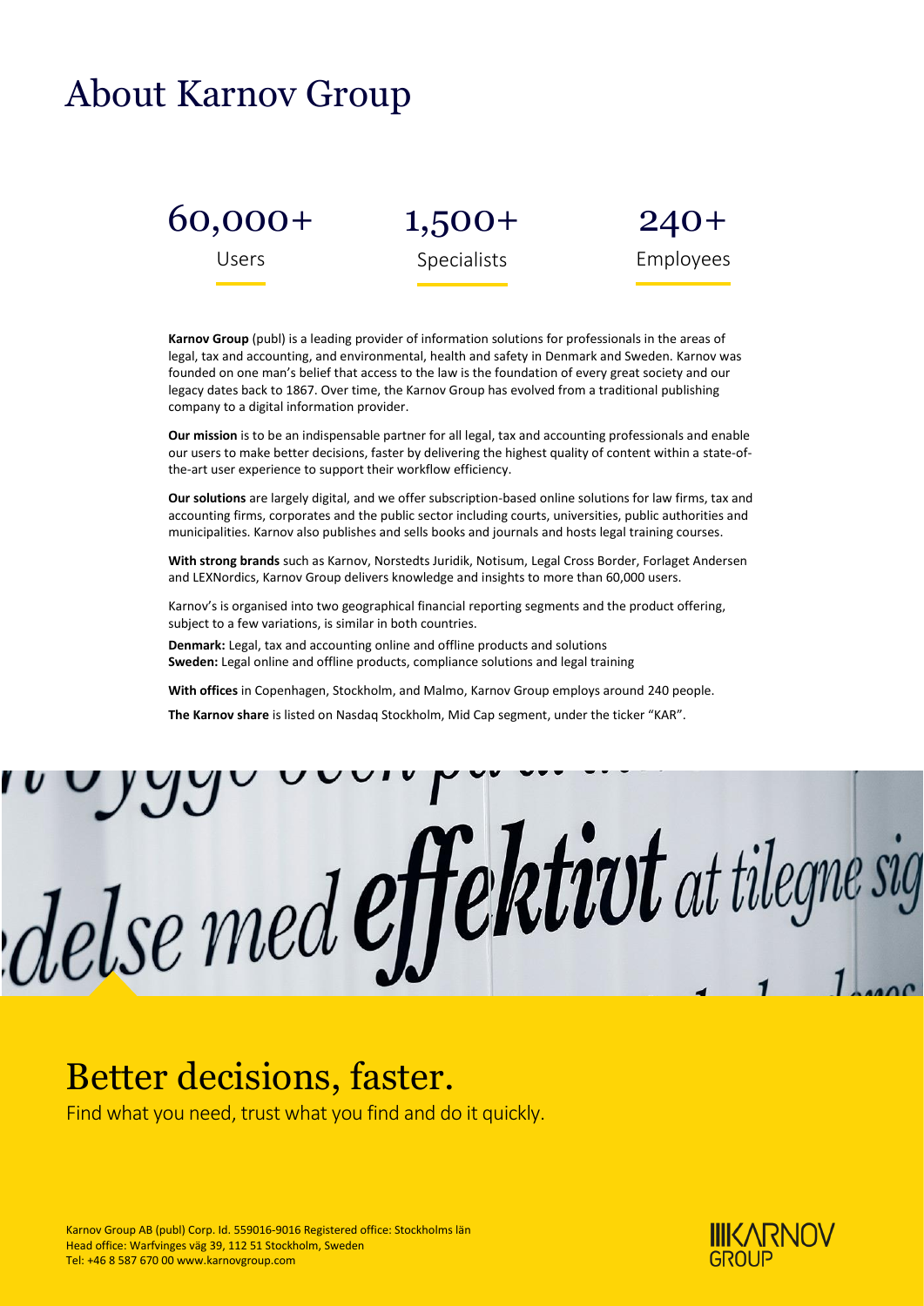# About Karnov Group

60,000+
Users

1,500+
Specialists

240+
Employees

**Karnov Group** (publ) is a leading provider of information solutions for professionals in the areas of legal, tax and accounting, and environmental, health and safety in Denmark and Sweden. Karnov was founded on one man's belief that access to the law is the foundation of every great society and our legacy dates back to 1867. Over time, the Karnov Group has evolved from a traditional publishing company to a digital information provider.

**Our mission** is to be an indispensable partner for all legal, tax and accounting professionals and enable our users to make better decisions, faster by delivering the highest quality of content within a state-of-the-art user experience to support their workflow efficiency.

**Our solutions** are largely digital, and we offer subscription-based online solutions for law firms, tax and accounting firms, corporates and the public sector including courts, universities, public authorities and municipalities. Karnov also publishes and sells books and journals and hosts legal training courses.

**With strong brands** such as Karnov, Norstedts Juridik, Notisum, Legal Cross Border, Forlaget Andersen and LEXNordics, Karnov Group delivers knowledge and insights to more than 60,000 users.

Karnov's is organised into two geographical financial reporting segments and the product offering, subject to a few variations, is similar in both countries.

**Denmark:** Legal, tax and accounting online and offline products and solutions
**Sweden:** Legal online and offline products, compliance solutions and legal training

**With offices** in Copenhagen, Stockholm, and Malmo, Karnov Group employs around 240 people.

**The Karnov share** is listed on Nasdaq Stockholm, Mid Cap segment, under the ticker "KAR".

## Better decisions, faster.

Find what you need, trust what you find and do it quickly.

Karnov Group AB (publ) Corp. Id. 559016-9016 Registered office: Stockholms län
Head office: Warfvinges väg 39, 112 51 Stockholm, Sweden
Tel: +46 8 587 670 00 www.karnovgroup.com